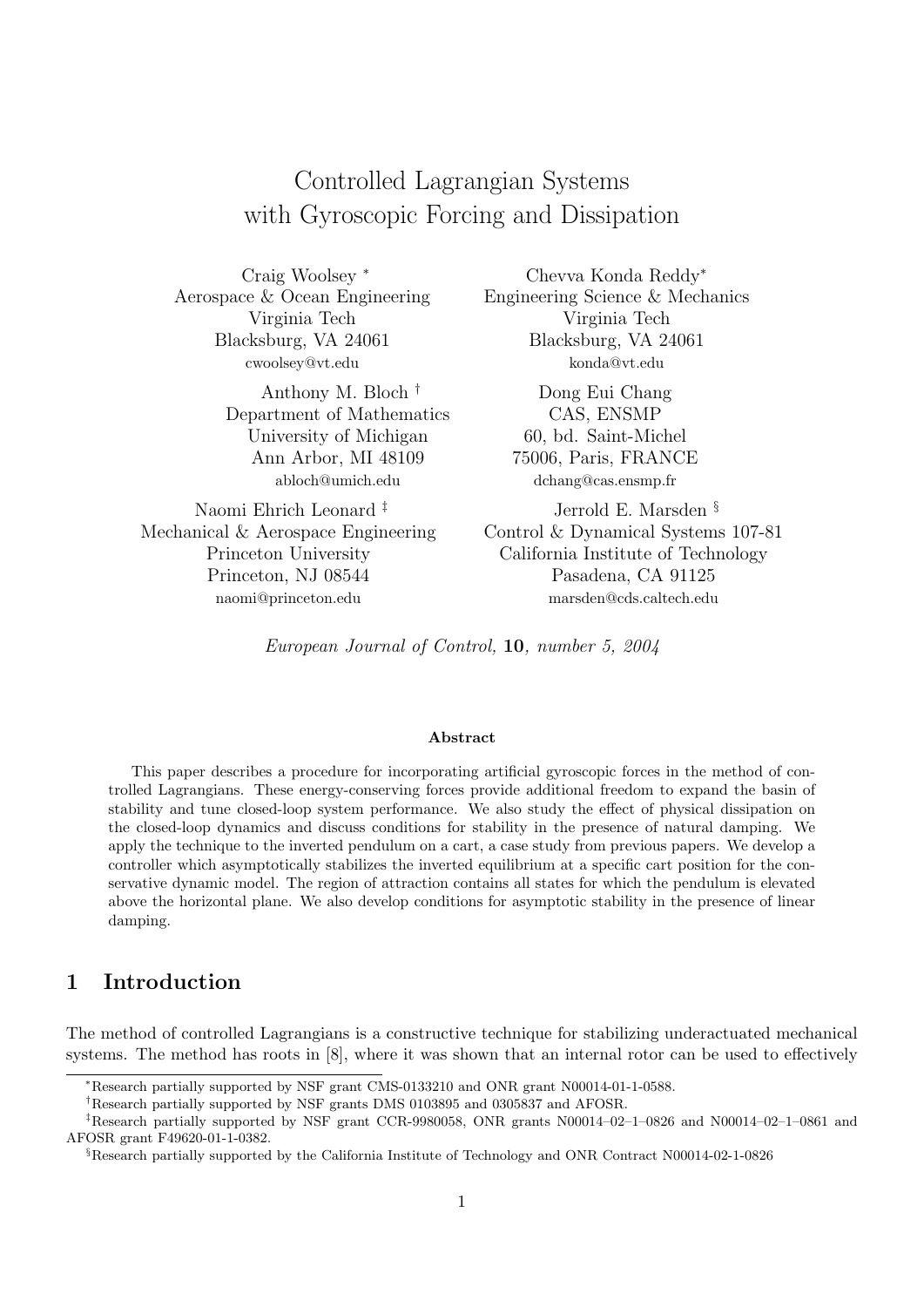# Controlled Lagrangian Systems with Gyroscopic Forcing and Dissipation

Craig Woolsey [*]
Aerospace & Ocean Engineering
Virginia Tech
Blacksburg, VA 24061
cwoolsey@vt.edu

Chevva Konda Reddy[*]
Engineering Science & Mechanics
Virginia Tech
Blacksburg, VA 24061
konda@vt.edu

Anthony M. Bloch [†]
Department of Mathematics
University of Michigan
Ann Arbor, MI 48109
abloch@umich.edu

Dong Eui Chang
CAS, ENSMP
60, bd. Saint-Michel
75006, Paris, FRANCE
dchang@cas.ensmp.fr

Naomi Ehrich Leonard [‡]
Mechanical & Aerospace Engineering
Princeton University
Princeton, NJ 08544
naomi@princeton.edu

Jerrold E. Marsden [§]
Control & Dynamical Systems 107-81
California Institute of Technology
Pasadena, CA 91125
marsden@cds.caltech.edu

*European Journal of Control,* **10**, *number 5, 2004*

**Abstract**

This paper describes a procedure for incorporating artificial gyroscopic forces in the method of controlled Lagrangians. These energy-conserving forces provide additional freedom to expand the basin of stability and tune closed-loop system performance. We also study the effect of physical dissipation on the closed-loop dynamics and discuss conditions for stability in the presence of natural damping. We apply the technique to the inverted pendulum on a cart, a case study from previous papers. We develop a controller which asymptotically stabilizes the inverted equilibrium at a specific cart position for the conservative dynamic model. The region of attraction contains all states for which the pendulum is elevated above the horizontal plane. We also develop conditions for asymptotic stability in the presence of linear damping.

## 1 Introduction

The method of controlled Lagrangians is a constructive technique for stabilizing underactuated mechanical systems. The method has roots in [8], where it was shown that an internal rotor can be used to effectively

---

[*] Research partially supported by NSF grant CMS-0133210 and ONR grant N00014-01-1-0588.

[†] Research partially supported by NSF grants DMS 0103895 and 0305837 and AFOSR.

[‡] Research partially supported by NSF grant CCR-9980058, ONR grants N00014–02–1–0826 and N00014–02–1–0861 and AFOSR grant F49620-01-1-0382.

[§] Research partially supported by the California Institute of Technology and ONR Contract N00014-02-1-0826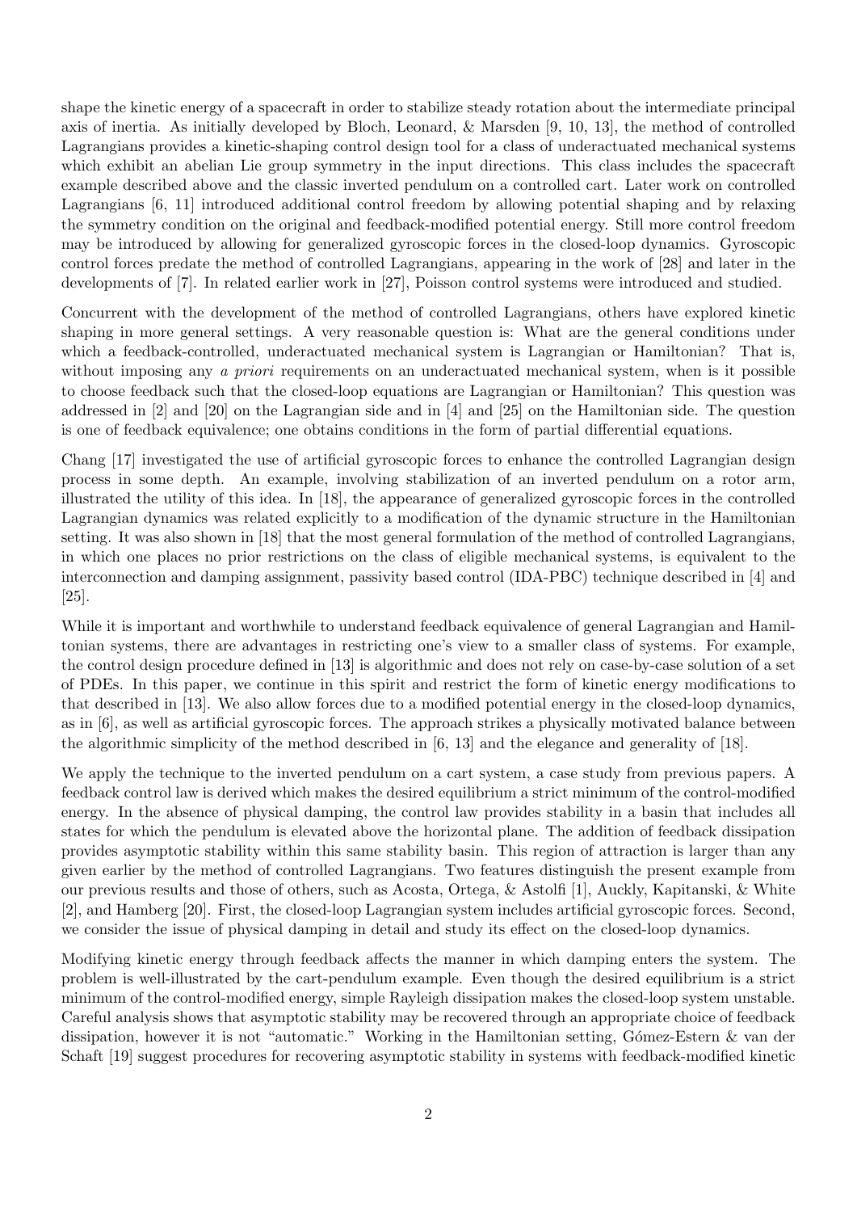shape the kinetic energy of a spacecraft in order to stabilize steady rotation about the intermediate principal axis of inertia. As initially developed by Bloch, Leonard, & Marsden [9, 10, 13], the method of controlled Lagrangians provides a kinetic-shaping control design tool for a class of underactuated mechanical systems which exhibit an abelian Lie group symmetry in the input directions. This class includes the spacecraft example described above and the classic inverted pendulum on a controlled cart. Later work on controlled Lagrangians [6, 11] introduced additional control freedom by allowing potential shaping and by relaxing the symmetry condition on the original and feedback-modified potential energy. Still more control freedom may be introduced by allowing for generalized gyroscopic forces in the closed-loop dynamics. Gyroscopic control forces predate the method of controlled Lagrangians, appearing in the work of [28] and later in the developments of [7]. In related earlier work in [27], Poisson control systems were introduced and studied.

Concurrent with the development of the method of controlled Lagrangians, others have explored kinetic shaping in more general settings. A very reasonable question is: What are the general conditions under which a feedback-controlled, underactuated mechanical system is Lagrangian or Hamiltonian? That is, without imposing any *a priori* requirements on an underactuated mechanical system, when is it possible to choose feedback such that the closed-loop equations are Lagrangian or Hamiltonian? This question was addressed in [2] and [20] on the Lagrangian side and in [4] and [25] on the Hamiltonian side. The question is one of feedback equivalence; one obtains conditions in the form of partial differential equations.

Chang [17] investigated the use of artificial gyroscopic forces to enhance the controlled Lagrangian design process in some depth. An example, involving stabilization of an inverted pendulum on a rotor arm, illustrated the utility of this idea. In [18], the appearance of generalized gyroscopic forces in the controlled Lagrangian dynamics was related explicitly to a modification of the dynamic structure in the Hamiltonian setting. It was also shown in [18] that the most general formulation of the method of controlled Lagrangians, in which one places no prior restrictions on the class of eligible mechanical systems, is equivalent to the interconnection and damping assignment, passivity based control (IDA-PBC) technique described in [4] and [25].

While it is important and worthwhile to understand feedback equivalence of general Lagrangian and Hamiltonian systems, there are advantages in restricting one's view to a smaller class of systems. For example, the control design procedure defined in [13] is algorithmic and does not rely on case-by-case solution of a set of PDEs. In this paper, we continue in this spirit and restrict the form of kinetic energy modifications to that described in [13]. We also allow forces due to a modified potential energy in the closed-loop dynamics, as in [6], as well as artificial gyroscopic forces. The approach strikes a physically motivated balance between the algorithmic simplicity of the method described in [6, 13] and the elegance and generality of [18].

We apply the technique to the inverted pendulum on a cart system, a case study from previous papers. A feedback control law is derived which makes the desired equilibrium a strict minimum of the control-modified energy. In the absence of physical damping, the control law provides stability in a basin that includes all states for which the pendulum is elevated above the horizontal plane. The addition of feedback dissipation provides asymptotic stability within this same stability basin. This region of attraction is larger than any given earlier by the method of controlled Lagrangians. Two features distinguish the present example from our previous results and those of others, such as Acosta, Ortega, & Astolfi [1], Auckly, Kapitanski, & White [2], and Hamberg [20]. First, the closed-loop Lagrangian system includes artificial gyroscopic forces. Second, we consider the issue of physical damping in detail and study its effect on the closed-loop dynamics.

Modifying kinetic energy through feedback affects the manner in which damping enters the system. The problem is well-illustrated by the cart-pendulum example. Even though the desired equilibrium is a strict minimum of the control-modified energy, simple Rayleigh dissipation makes the closed-loop system unstable. Careful analysis shows that asymptotic stability may be recovered through an appropriate choice of feedback dissipation, however it is not "automatic." Working in the Hamiltonian setting, Gómez-Estern & van der Schaft [19] suggest procedures for recovering asymptotic stability in systems with feedback-modified kinetic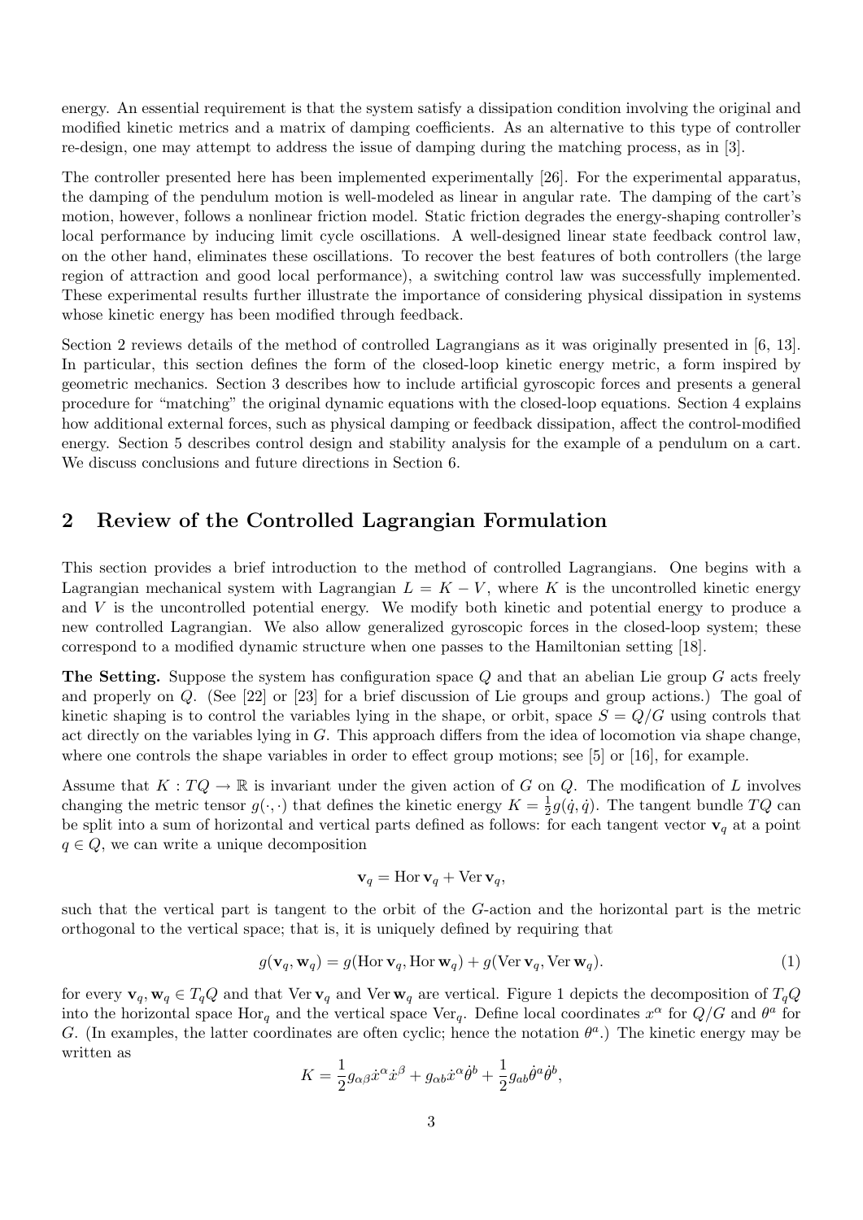energy. An essential requirement is that the system satisfy a dissipation condition involving the original and modified kinetic metrics and a matrix of damping coefficients. As an alternative to this type of controller re-design, one may attempt to address the issue of damping during the matching process, as in [3].

The controller presented here has been implemented experimentally [26]. For the experimental apparatus, the damping of the pendulum motion is well-modeled as linear in angular rate. The damping of the cart's motion, however, follows a nonlinear friction model. Static friction degrades the energy-shaping controller's local performance by inducing limit cycle oscillations. A well-designed linear state feedback control law, on the other hand, eliminates these oscillations. To recover the best features of both controllers (the large region of attraction and good local performance), a switching control law was successfully implemented. These experimental results further illustrate the importance of considering physical dissipation in systems whose kinetic energy has been modified through feedback.

Section 2 reviews details of the method of controlled Lagrangians as it was originally presented in [6, 13]. In particular, this section defines the form of the closed-loop kinetic energy metric, a form inspired by geometric mechanics. Section 3 describes how to include artificial gyroscopic forces and presents a general procedure for "matching" the original dynamic equations with the closed-loop equations. Section 4 explains how additional external forces, such as physical damping or feedback dissipation, affect the control-modified energy. Section 5 describes control design and stability analysis for the example of a pendulum on a cart. We discuss conclusions and future directions in Section 6.

## 2 Review of the Controlled Lagrangian Formulation

This section provides a brief introduction to the method of controlled Lagrangians. One begins with a Lagrangian mechanical system with Lagrangian $L = K - V$, where $K$ is the uncontrolled kinetic energy and $V$ is the uncontrolled potential energy. We modify both kinetic and potential energy to produce a new controlled Lagrangian. We also allow generalized gyroscopic forces in the closed-loop system; these correspond to a modified dynamic structure when one passes to the Hamiltonian setting [18].

**The Setting.** Suppose the system has configuration space $Q$ and that an abelian Lie group $G$ acts freely and properly on $Q$. (See [22] or [23] for a brief discussion of Lie groups and group actions.) The goal of kinetic shaping is to control the variables lying in the shape, or orbit, space $S = Q/G$ using controls that act directly on the variables lying in $G$. This approach differs from the idea of locomotion via shape change, where one controls the shape variables in order to effect group motions; see [5] or [16], for example.

Assume that $K : TQ \to \mathbb{R}$ is invariant under the given action of $G$ on $Q$. The modification of $L$ involves changing the metric tensor $g(\cdot, \cdot)$ that defines the kinetic energy $K = \frac{1}{2} g(\dot{q}, \dot{q})$. The tangent bundle $TQ$ can be split into a sum of horizontal and vertical parts defined as follows: for each tangent vector $\mathbf{v}_q$ at a point $q \in Q$, we can write a unique decomposition

$$\mathbf{v}_q = \operatorname{Hor} \mathbf{v}_q + \operatorname{Ver} \mathbf{v}_q,$$

such that the vertical part is tangent to the orbit of the $G$-action and the horizontal part is the metric orthogonal to the vertical space; that is, it is uniquely defined by requiring that

$$g(\mathbf{v}_q, \mathbf{w}_q) = g(\operatorname{Hor} \mathbf{v}_q, \operatorname{Hor} \mathbf{w}_q) + g(\operatorname{Ver} \mathbf{v}_q, \operatorname{Ver} \mathbf{w}_q). \tag{1}$$

for every $\mathbf{v}_q, \mathbf{w}_q \in T_qQ$ and that $\operatorname{Ver} \mathbf{v}_q$ and $\operatorname{Ver} \mathbf{w}_q$ are vertical. Figure 1 depicts the decomposition of $T_qQ$ into the horizontal space $\operatorname{Hor}_q$ and the vertical space $\operatorname{Ver}_q$. Define local coordinates $x^\alpha$ for $Q/G$ and $\theta^a$ for $G$. (In examples, the latter coordinates are often cyclic; hence the notation $\theta^a$.) The kinetic energy may be written as

$$K = \frac{1}{2} g_{\alpha\beta} \dot{x}^\alpha \dot{x}^\beta + g_{\alpha b} \dot{x}^\alpha \dot{\theta}^b + \frac{1}{2} g_{ab} \dot{\theta}^a \dot{\theta}^b,$$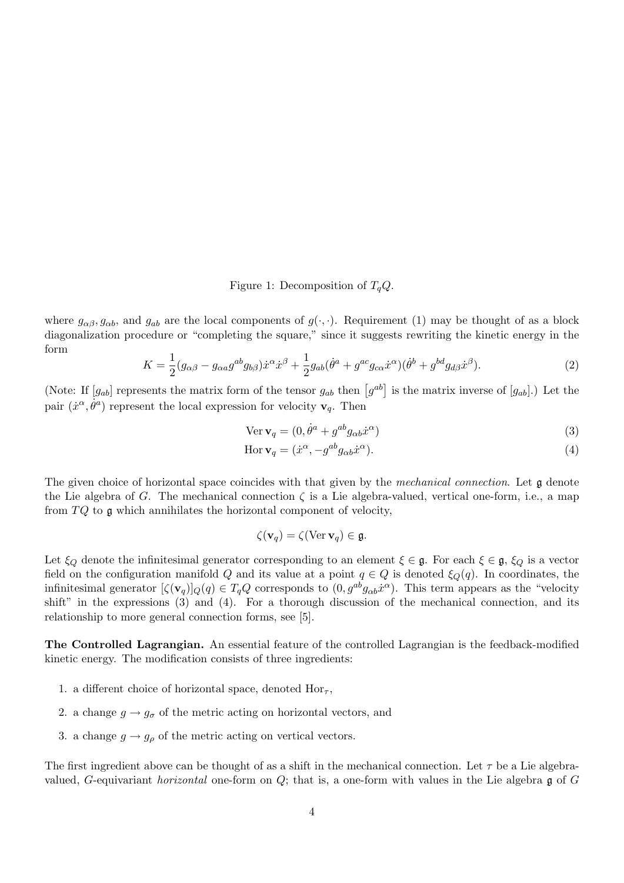Figure 1: Decomposition of $T_qQ$.

where $g_{\alpha\beta}, g_{\alpha b}$, and $g_{ab}$ are the local components of $g(\cdot,\cdot)$. Requirement (1) may be thought of as a block diagonalization procedure or "completing the square," since it suggests rewriting the kinetic energy in the form

$$K = \frac{1}{2}(g_{\alpha\beta} - g_{\alpha a}g^{ab}g_{b\beta})\dot{x}^\alpha\dot{x}^\beta + \frac{1}{2}g_{ab}(\dot{\theta}^a + g^{ac}g_{c\alpha}\dot{x}^\alpha)(\dot{\theta}^b + g^{bd}g_{d\beta}\dot{x}^\beta). \tag{2}$$

(Note: If $[g_{ab}]$ represents the matrix form of the tensor $g_{ab}$ then $\left[g^{ab}\right]$ is the matrix inverse of $[g_{ab}]$.) Let the pair $(\dot{x}^\alpha, \dot{\theta}^a)$ represent the local expression for velocity $\mathbf{v}_q$. Then

$$\operatorname{Ver}\mathbf{v}_q = (0, \dot{\theta}^a + g^{ab}g_{\alpha b}\dot{x}^\alpha) \tag{3}$$

$$\operatorname{Hor}\mathbf{v}_q = (\dot{x}^\alpha, -g^{ab}g_{\alpha b}\dot{x}^\alpha). \tag{4}$$

The given choice of horizontal space coincides with that given by the *mechanical connection*. Let $\mathfrak{g}$ denote the Lie algebra of $G$. The mechanical connection $\zeta$ is a Lie algebra-valued, vertical one-form, i.e., a map from $TQ$ to $\mathfrak{g}$ which annihilates the horizontal component of velocity,

$$\zeta(\mathbf{v}_q) = \zeta(\operatorname{Ver}\mathbf{v}_q) \in \mathfrak{g}.$$

Let $\xi_Q$ denote the infinitesimal generator corresponding to an element $\xi \in \mathfrak{g}$. For each $\xi \in \mathfrak{g}$, $\xi_Q$ is a vector field on the configuration manifold $Q$ and its value at a point $q \in Q$ is denoted $\xi_Q(q)$. In coordinates, the infinitesimal generator $[\zeta(\mathbf{v}_q)]_Q(q) \in T_qQ$ corresponds to $(0, g^{ab}g_{\alpha b}\dot{x}^\alpha)$. This term appears as the "velocity shift" in the expressions (3) and (4). For a thorough discussion of the mechanical connection, and its relationship to more general connection forms, see [5].

**The Controlled Lagrangian.** An essential feature of the controlled Lagrangian is the feedback-modified kinetic energy. The modification consists of three ingredients:

1. a different choice of horizontal space, denoted $\operatorname{Hor}_\tau$,
2. a change $g \to g_\sigma$ of the metric acting on horizontal vectors, and
3. a change $g \to g_\rho$ of the metric acting on vertical vectors.

The first ingredient above can be thought of as a shift in the mechanical connection. Let $\tau$ be a Lie algebra-valued, $G$-equivariant *horizontal* one-form on $Q$; that is, a one-form with values in the Lie algebra $\mathfrak{g}$ of $G$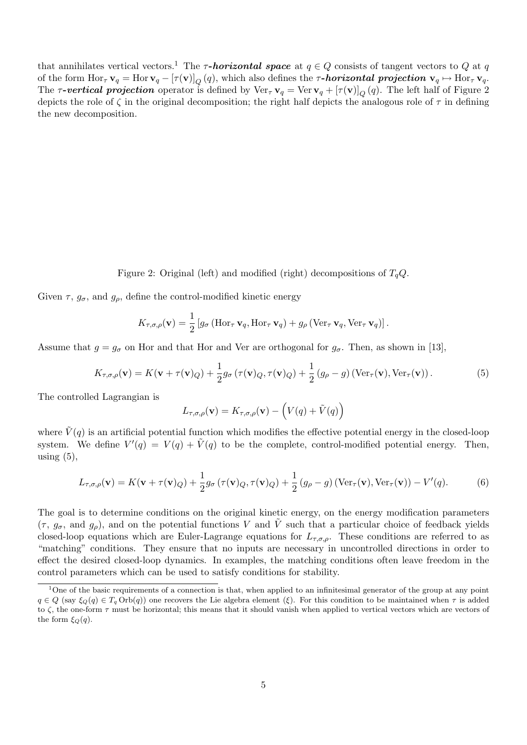that annihilates vertical vectors.[1] The ***τ-horizontal space*** at $q \in Q$ consists of tangent vectors to $Q$ at $q$ of the form $\operatorname{Hor}_\tau \mathbf{v}_q = \operatorname{Hor} \mathbf{v}_q - [\tau(\mathbf{v})]_Q (q)$, which also defines the ***τ-horizontal projection*** $\mathbf{v}_q \mapsto \operatorname{Hor}_\tau \mathbf{v}_q$. The ***τ-vertical projection*** operator is defined by $\operatorname{Ver}_\tau \mathbf{v}_q = \operatorname{Ver} \mathbf{v}_q + [\tau(\mathbf{v})]_Q (q)$. The left half of Figure 2 depicts the role of $\zeta$ in the original decomposition; the right half depicts the analogous role of $\tau$ in defining the new decomposition.

Figure 2: Original (left) and modified (right) decompositions of $T_qQ$.

Given $\tau$, $g_\sigma$, and $g_\rho$, define the control-modified kinetic energy

$$K_{\tau,\sigma,\rho}(\mathbf{v}) = \frac{1}{2} \left[ g_\sigma \left( \operatorname{Hor}_\tau \mathbf{v}_q, \operatorname{Hor}_\tau \mathbf{v}_q \right) + g_\rho \left( \operatorname{Ver}_\tau \mathbf{v}_q, \operatorname{Ver}_\tau \mathbf{v}_q \right) \right].$$

Assume that $g = g_\sigma$ on Hor and that Hor and Ver are orthogonal for $g_\sigma$. Then, as shown in [13],

$$K_{\tau,\sigma,\rho}(\mathbf{v}) = K(\mathbf{v} + \tau(\mathbf{v})_Q) + \frac{1}{2} g_\sigma \left( \tau(\mathbf{v})_Q, \tau(\mathbf{v})_Q \right) + \frac{1}{2} \left( g_\rho - g \right) \left( \operatorname{Ver}_\tau(\mathbf{v}), \operatorname{Ver}_\tau(\mathbf{v}) \right). \tag{5}$$

The controlled Lagrangian is

$$L_{\tau,\sigma,\rho}(\mathbf{v}) = K_{\tau,\sigma,\rho}(\mathbf{v}) - \left( V(q) + \tilde{V}(q) \right)$$

where $\tilde{V}(q)$ is an artificial potential function which modifies the effective potential energy in the closed-loop system. We define $V'(q) = V(q) + \tilde{V}(q)$ to be the complete, control-modified potential energy. Then, using (5),

$$L_{\tau,\sigma,\rho}(\mathbf{v}) = K(\mathbf{v} + \tau(\mathbf{v})_Q) + \frac{1}{2} g_\sigma \left( \tau(\mathbf{v})_Q, \tau(\mathbf{v})_Q \right) + \frac{1}{2} \left( g_\rho - g \right) \left( \operatorname{Ver}_\tau(\mathbf{v}), \operatorname{Ver}_\tau(\mathbf{v}) \right) - V'(q). \tag{6}$$

The goal is to determine conditions on the original kinetic energy, on the energy modification parameters ($\tau$, $g_\sigma$, and $g_\rho$), and on the potential functions $V$ and $\tilde{V}$ such that a particular choice of feedback yields closed-loop equations which are Euler-Lagrange equations for $L_{\tau,\sigma,\rho}$. These conditions are referred to as "matching" conditions. They ensure that no inputs are necessary in uncontrolled directions in order to effect the desired closed-loop dynamics. In examples, the matching conditions often leave freedom in the control parameters which can be used to satisfy conditions for stability.

[1] One of the basic requirements of a connection is that, when applied to an infinitesimal generator of the group at any point $q \in Q$ (say $\xi_Q(q) \in T_q \operatorname{Orb}(q)$) one recovers the Lie algebra element ($\xi$). For this condition to be maintained when $\tau$ is added to $\zeta$, the one-form $\tau$ must be horizontal; this means that it should vanish when applied to vertical vectors which are vectors of the form $\xi_Q(q)$.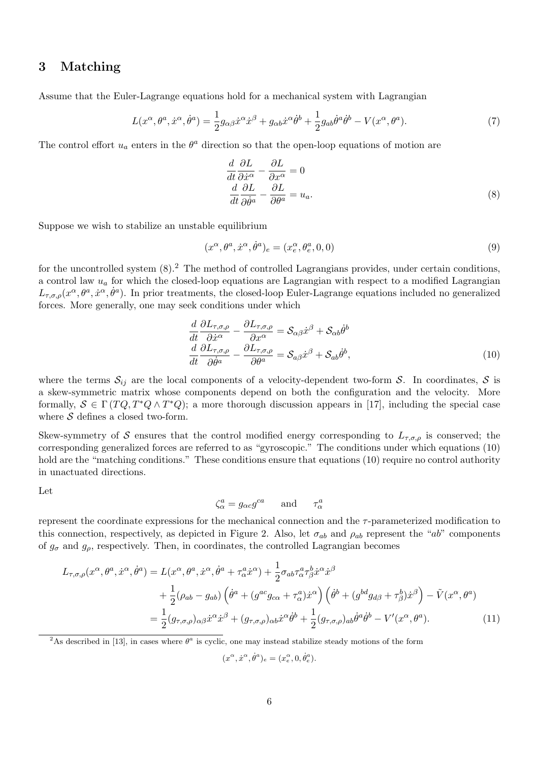## 3 Matching

Assume that the Euler-Lagrange equations hold for a mechanical system with Lagrangian

$$L(x^\alpha, \theta^a, \dot{x}^\alpha, \dot{\theta}^a) = \frac{1}{2} g_{\alpha\beta}\dot{x}^\alpha \dot{x}^\beta + g_{\alpha b}\dot{x}^\alpha \dot{\theta}^b + \frac{1}{2} g_{ab}\dot{\theta}^a \dot{\theta}^b - V(x^\alpha, \theta^a). \tag{7}$$

The control effort $u_a$ enters in the $\theta^a$ direction so that the open-loop equations of motion are

$$\begin{aligned} \frac{d}{dt}\frac{\partial L}{\partial \dot{x}^\alpha} - \frac{\partial L}{\partial x^\alpha} &= 0 \\ \frac{d}{dt}\frac{\partial L}{\partial \dot{\theta}^a} - \frac{\partial L}{\partial \theta^a} &= u_a. \end{aligned} \tag{8}$$

Suppose we wish to stabilize an unstable equilibrium

$$(x^\alpha, \theta^a, \dot{x}^\alpha, \dot{\theta}^a)_e = (x_e^\alpha, \theta_e^a, 0, 0) \tag{9}$$

for the uncontrolled system (8).[2] The method of controlled Lagrangians provides, under certain conditions, a control law $u_a$ for which the closed-loop equations are Lagrangian with respect to a modified Lagrangian $L_{\tau,\sigma,\rho}(x^\alpha, \theta^a, \dot{x}^\alpha, \dot{\theta}^a)$. In prior treatments, the closed-loop Euler-Lagrange equations included no generalized forces. More generally, one may seek conditions under which

$$\begin{aligned} \frac{d}{dt}\frac{\partial L_{\tau,\sigma,\rho}}{\partial \dot{x}^\alpha} - \frac{\partial L_{\tau,\sigma,\rho}}{\partial x^\alpha} &= \mathcal{S}_{\alpha\beta}\dot{x}^\beta + \mathcal{S}_{\alpha b}\dot{\theta}^b \\ \frac{d}{dt}\frac{\partial L_{\tau,\sigma,\rho}}{\partial \dot{\theta}^a} - \frac{\partial L_{\tau,\sigma,\rho}}{\partial \theta^a} &= \mathcal{S}_{a\beta}\dot{x}^\beta + \mathcal{S}_{ab}\dot{\theta}^b, \end{aligned} \tag{10}$$

where the terms $\mathcal{S}_{ij}$ are the local components of a velocity-dependent two-form $\mathcal{S}$. In coordinates, $\mathcal{S}$ is a skew-symmetric matrix whose components depend on both the configuration and the velocity. More formally, $\mathcal{S} \in \Gamma(TQ, T^*Q \wedge T^*Q)$; a more thorough discussion appears in [17], including the special case where $\mathcal{S}$ defines a closed two-form.

Skew-symmetry of $\mathcal{S}$ ensures that the control modified energy corresponding to $L_{\tau,\sigma,\rho}$ is conserved; the corresponding generalized forces are referred to as "gyroscopic." The conditions under which equations (10) hold are the "matching conditions." These conditions ensure that equations (10) require no control authority in unactuated directions.

Let

$$\zeta_\alpha^a = g_{\alpha c} g^{ca} \qquad \text{and} \qquad \tau_\alpha^a$$

represent the coordinate expressions for the mechanical connection and the $\tau$-parameterized modification to this connection, respectively, as depicted in Figure 2. Also, let $\sigma_{ab}$ and $\rho_{ab}$ represent the "$ab$" components of $g_\sigma$ and $g_\rho$, respectively. Then, in coordinates, the controlled Lagrangian becomes

$$\begin{aligned} L_{\tau,\sigma,\rho}(x^\alpha, \theta^a, \dot{x}^\alpha, \dot{\theta}^a) &= L(x^\alpha, \theta^a, \dot{x}^\alpha, \dot{\theta}^a + \tau_\alpha^a \dot{x}^\alpha) + \frac{1}{2}\sigma_{ab}\tau_\alpha^a \tau_\beta^b \dot{x}^\alpha \dot{x}^\beta \\ &\quad + \frac{1}{2}(\rho_{ab} - g_{ab})\left(\dot{\theta}^a + (g^{ac} g_{c\alpha} + \tau_\alpha^a)\dot{x}^\alpha\right)\left(\dot{\theta}^b + (g^{bd} g_{d\beta} + \tau_\beta^b)\dot{x}^\beta\right) - \tilde{V}(x^\alpha, \theta^a) \\ &= \frac{1}{2}(g_{\tau,\sigma,\rho})_{\alpha\beta}\dot{x}^\alpha \dot{x}^\beta + (g_{\tau,\sigma,\rho})_{\alpha b}\dot{x}^\alpha \dot{\theta}^b + \frac{1}{2}(g_{\tau,\sigma,\rho})_{ab}\dot{\theta}^a \dot{\theta}^b - V'(x^\alpha, \theta^a). \end{aligned} \tag{11}$$

---

[2] As described in [13], in cases where $\theta^a$ is cyclic, one may instead stabilize steady motions of the form

$$(x^\alpha, \dot{x}^\alpha, \dot{\theta}^a)_e = (x_e^\alpha, 0, \dot{\theta}_e^a).$$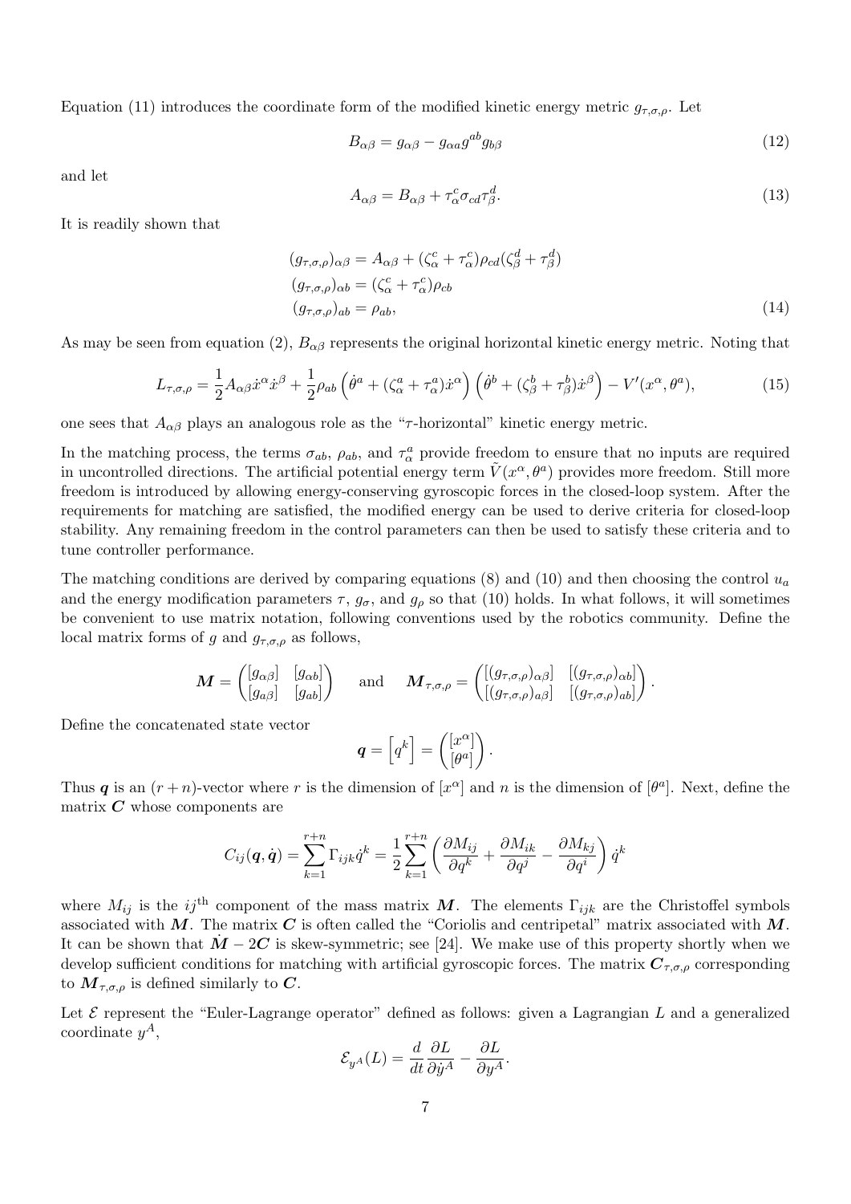Equation (11) introduces the coordinate form of the modified kinetic energy metric $g_{\tau,\sigma,\rho}$. Let

$$B_{\alpha\beta} = g_{\alpha\beta} - g_{\alpha a} g^{ab} g_{b\beta} \tag{12}$$

and let

$$A_{\alpha\beta} = B_{\alpha\beta} + \tau_\alpha^c \sigma_{cd} \tau_\beta^d. \tag{13}$$

It is readily shown that

$$\begin{aligned}
(g_{\tau,\sigma,\rho})_{\alpha\beta} &= A_{\alpha\beta} + (\zeta_\alpha^c + \tau_\alpha^c)\rho_{cd}(\zeta_\beta^d + \tau_\beta^d) \\
(g_{\tau,\sigma,\rho})_{\alpha b} &= (\zeta_\alpha^c + \tau_\alpha^c)\rho_{cb} \\
(g_{\tau,\sigma,\rho})_{ab} &= \rho_{ab},
\end{aligned} \tag{14}$$

As may be seen from equation (2), $B_{\alpha\beta}$ represents the original horizontal kinetic energy metric. Noting that

$$L_{\tau,\sigma,\rho} = \frac{1}{2} A_{\alpha\beta}\dot{x}^\alpha \dot{x}^\beta + \frac{1}{2}\rho_{ab}\left(\dot{\theta}^a + (\zeta_\alpha^a + \tau_\alpha^a)\dot{x}^\alpha\right)\left(\dot{\theta}^b + (\zeta_\beta^b + \tau_\beta^b)\dot{x}^\beta\right) - V'(x^\alpha, \theta^a), \tag{15}$$

one sees that $A_{\alpha\beta}$ plays an analogous role as the "$\tau$-horizontal" kinetic energy metric.

In the matching process, the terms $\sigma_{ab}$, $\rho_{ab}$, and $\tau_\alpha^a$ provide freedom to ensure that no inputs are required in uncontrolled directions. The artificial potential energy term $\hat{V}(x^\alpha, \theta^a)$ provides more freedom. Still more freedom is introduced by allowing energy-conserving gyroscopic forces in the closed-loop system. After the requirements for matching are satisfied, the modified energy can be used to derive criteria for closed-loop stability. Any remaining freedom in the control parameters can then be used to satisfy these criteria and to tune controller performance.

The matching conditions are derived by comparing equations (8) and (10) and then choosing the control $u_a$ and the energy modification parameters $\tau$, $g_\sigma$, and $g_\rho$ so that (10) holds. In what follows, it will sometimes be convenient to use matrix notation, following conventions used by the robotics community. Define the local matrix forms of $g$ and $g_{\tau,\sigma,\rho}$ as follows,

$$\boldsymbol{M} = \begin{pmatrix} [g_{\alpha\beta}] & [g_{\alpha b}] \\ [g_{a\beta}] & [g_{ab}] \end{pmatrix} \quad \text{and} \quad \boldsymbol{M}_{\tau,\sigma,\rho} = \begin{pmatrix} [(g_{\tau,\sigma,\rho})_{\alpha\beta}] & [(g_{\tau,\sigma,\rho})_{\alpha b}] \\ [(g_{\tau,\sigma,\rho})_{a\beta}] & [(g_{\tau,\sigma,\rho})_{ab}] \end{pmatrix}.$$

Define the concatenated state vector

$$\boldsymbol{q} = \left[q^k\right] = \begin{pmatrix} [x^\alpha] \\ [\theta^a] \end{pmatrix}.$$

Thus $\boldsymbol{q}$ is an $(r+n)$-vector where $r$ is the dimension of $[x^\alpha]$ and $n$ is the dimension of $[\theta^a]$. Next, define the matrix $\boldsymbol{C}$ whose components are

$$C_{ij}(\boldsymbol{q}, \dot{\boldsymbol{q}}) = \sum_{k=1}^{r+n} \Gamma_{ijk}\dot{q}^k = \frac{1}{2}\sum_{k=1}^{r+n}\left(\frac{\partial M_{ij}}{\partial q^k} + \frac{\partial M_{ik}}{\partial q^j} - \frac{\partial M_{kj}}{\partial q^i}\right)\dot{q}^k$$

where $M_{ij}$ is the $ij^{\text{th}}$ component of the mass matrix $\boldsymbol{M}$. The elements $\Gamma_{ijk}$ are the Christoffel symbols associated with $\boldsymbol{M}$. The matrix $\boldsymbol{C}$ is often called the "Coriolis and centripetal" matrix associated with $\boldsymbol{M}$. It can be shown that $\dot{\boldsymbol{M}} - 2\boldsymbol{C}$ is skew-symmetric; see [24]. We make use of this property shortly when we develop sufficient conditions for matching with artificial gyroscopic forces. The matrix $\boldsymbol{C}_{\tau,\sigma,\rho}$ corresponding to $\boldsymbol{M}_{\tau,\sigma,\rho}$ is defined similarly to $\boldsymbol{C}$.

Let $\mathcal{E}$ represent the "Euler-Lagrange operator" defined as follows: given a Lagrangian $L$ and a generalized coordinate $y^A$,

$$\mathcal{E}_{y^A}(L) = \frac{d}{dt}\frac{\partial L}{\partial \dot{y}^A} - \frac{\partial L}{\partial y^A}.$$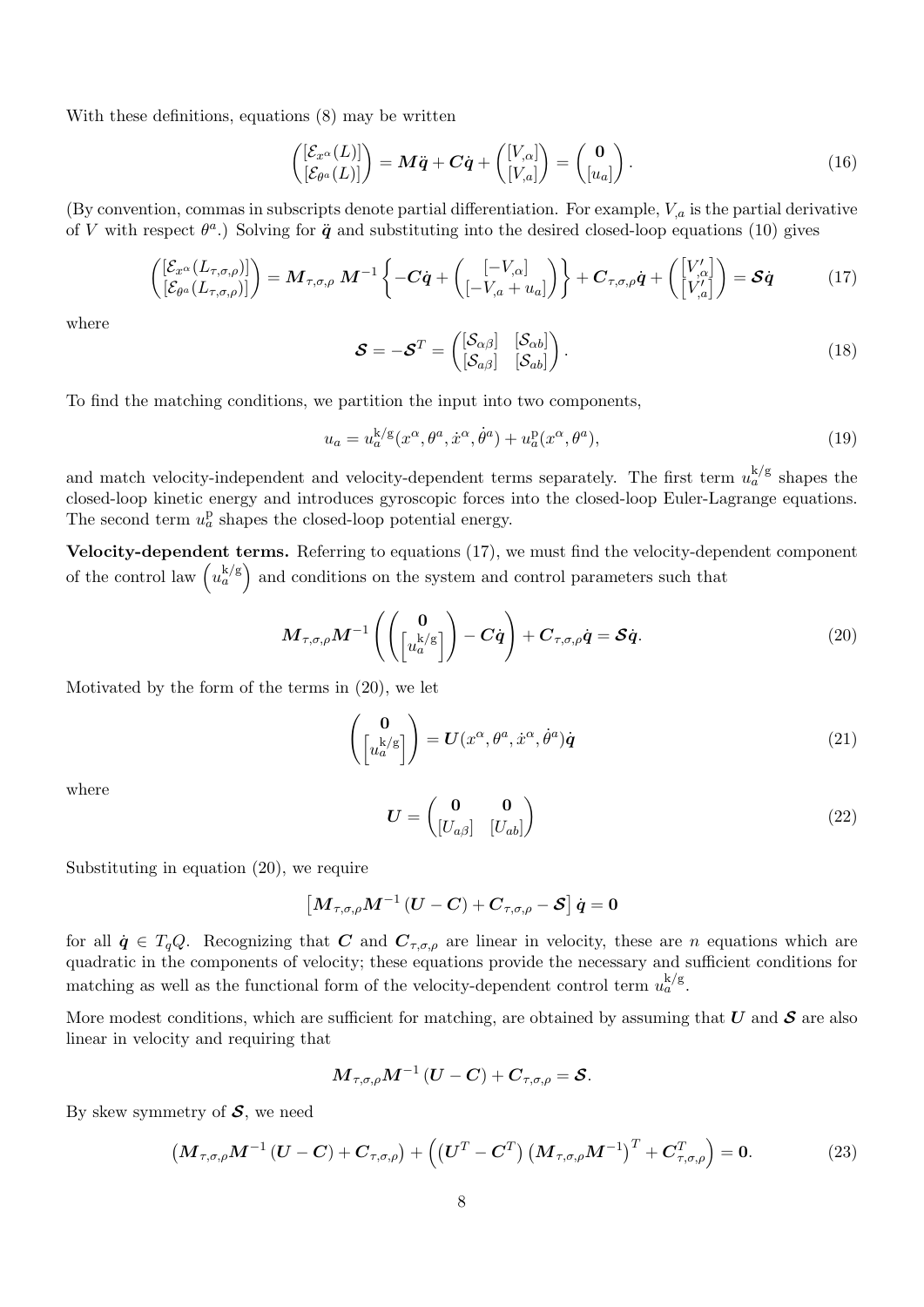With these definitions, equations (8) may be written

$$\begin{pmatrix} [\mathcal{E}_{x^\alpha}(L)] \\ [\mathcal{E}_{\theta^a}(L)] \end{pmatrix} = \boldsymbol{M}\ddot{\boldsymbol{q}} + \boldsymbol{C}\dot{\boldsymbol{q}} + \begin{pmatrix} [V_{,\alpha}] \\ [V_{,a}] \end{pmatrix} = \begin{pmatrix} \boldsymbol{0} \\ [u_a] \end{pmatrix}. \tag{16}$$

(By convention, commas in subscripts denote partial differentiation. For example, $V_{,a}$ is the partial derivative of $V$ with respect $\theta^a$.) Solving for $\ddot{\boldsymbol{q}}$ and substituting into the desired closed-loop equations (10) gives

$$\begin{pmatrix} [\mathcal{E}_{x^\alpha}(L_{\tau,\sigma,\rho})] \\ [\mathcal{E}_{\theta^a}(L_{\tau,\sigma,\rho})] \end{pmatrix} = \boldsymbol{M}_{\tau,\sigma,\rho}\, \boldsymbol{M}^{-1} \left\{ -\boldsymbol{C}\dot{\boldsymbol{q}} + \begin{pmatrix} [-V_{,\alpha}] \\ [-V_{,a} + u_a] \end{pmatrix} \right\} + \boldsymbol{C}_{\tau,\sigma,\rho}\dot{\boldsymbol{q}} + \begin{pmatrix} [V'_{,\alpha}] \\ [V'_{,a}] \end{pmatrix} = \boldsymbol{\mathcal{S}}\dot{\boldsymbol{q}} \tag{17}$$

where

$$\boldsymbol{\mathcal{S}} = -\boldsymbol{\mathcal{S}}^T = \begin{pmatrix} [\mathcal{S}_{\alpha\beta}] & [\mathcal{S}_{\alpha b}] \\ [\mathcal{S}_{a\beta}] & [\mathcal{S}_{ab}] \end{pmatrix}. \tag{18}$$

To find the matching conditions, we partition the input into two components,

$$u_a = u_a^{\mathrm{k/g}}(x^\alpha, \theta^a, \dot{x}^\alpha, \dot{\theta}^a) + u_a^{\mathrm{p}}(x^\alpha, \theta^a), \tag{19}$$

and match velocity-independent and velocity-dependent terms separately. The first term $u_a^{\mathrm{k/g}}$ shapes the closed-loop kinetic energy and introduces gyroscopic forces into the closed-loop Euler-Lagrange equations. The second term $u_a^{\mathrm{p}}$ shapes the closed-loop potential energy.

**Velocity-dependent terms.** Referring to equations (17), we must find the velocity-dependent component of the control law $\left(u_a^{\mathrm{k/g}}\right)$ and conditions on the system and control parameters such that

$$\boldsymbol{M}_{\tau,\sigma,\rho}\boldsymbol{M}^{-1} \left( \begin{pmatrix} \boldsymbol{0} \\ \left[u_a^{\mathrm{k/g}}\right] \end{pmatrix} - \boldsymbol{C}\dot{\boldsymbol{q}} \right) + \boldsymbol{C}_{\tau,\sigma,\rho}\dot{\boldsymbol{q}} = \boldsymbol{\mathcal{S}}\dot{\boldsymbol{q}}. \tag{20}$$

Motivated by the form of the terms in (20), we let

$$\begin{pmatrix} \boldsymbol{0} \\ \left[u_a^{\mathrm{k/g}}\right] \end{pmatrix} = \boldsymbol{U}(x^\alpha, \theta^a, \dot{x}^\alpha, \dot{\theta}^a)\dot{\boldsymbol{q}} \tag{21}$$

where

$$\boldsymbol{U} = \begin{pmatrix} \boldsymbol{0} & \boldsymbol{0} \\ [U_{a\beta}] & [U_{ab}] \end{pmatrix} \tag{22}$$

Substituting in equation (20), we require

$$\left[ \boldsymbol{M}_{\tau,\sigma,\rho}\boldsymbol{M}^{-1}\left(\boldsymbol{U} - \boldsymbol{C}\right) + \boldsymbol{C}_{\tau,\sigma,\rho} - \boldsymbol{\mathcal{S}} \right] \dot{\boldsymbol{q}} = \boldsymbol{0}$$

for all $\dot{\boldsymbol{q}} \in T_qQ$. Recognizing that $\boldsymbol{C}$ and $\boldsymbol{C}_{\tau,\sigma,\rho}$ are linear in velocity, these are $n$ equations which are quadratic in the components of velocity; these equations provide the necessary and sufficient conditions for matching as well as the functional form of the velocity-dependent control term $u_a^{\mathrm{k/g}}$.

More modest conditions, which are sufficient for matching, are obtained by assuming that $\boldsymbol{U}$ and $\boldsymbol{\mathcal{S}}$ are also linear in velocity and requiring that

$$\boldsymbol{M}_{\tau,\sigma,\rho}\boldsymbol{M}^{-1}\left(\boldsymbol{U} - \boldsymbol{C}\right) + \boldsymbol{C}_{\tau,\sigma,\rho} = \boldsymbol{\mathcal{S}}.$$

By skew symmetry of $\boldsymbol{\mathcal{S}}$, we need

$$\left( \boldsymbol{M}_{\tau,\sigma,\rho}\boldsymbol{M}^{-1}\left(\boldsymbol{U} - \boldsymbol{C}\right) + \boldsymbol{C}_{\tau,\sigma,\rho} \right) + \left( \left(\boldsymbol{U}^T - \boldsymbol{C}^T\right)\left(\boldsymbol{M}_{\tau,\sigma,\rho}\boldsymbol{M}^{-1}\right)^T + \boldsymbol{C}_{\tau,\sigma,\rho}^T \right) = \boldsymbol{0}. \tag{23}$$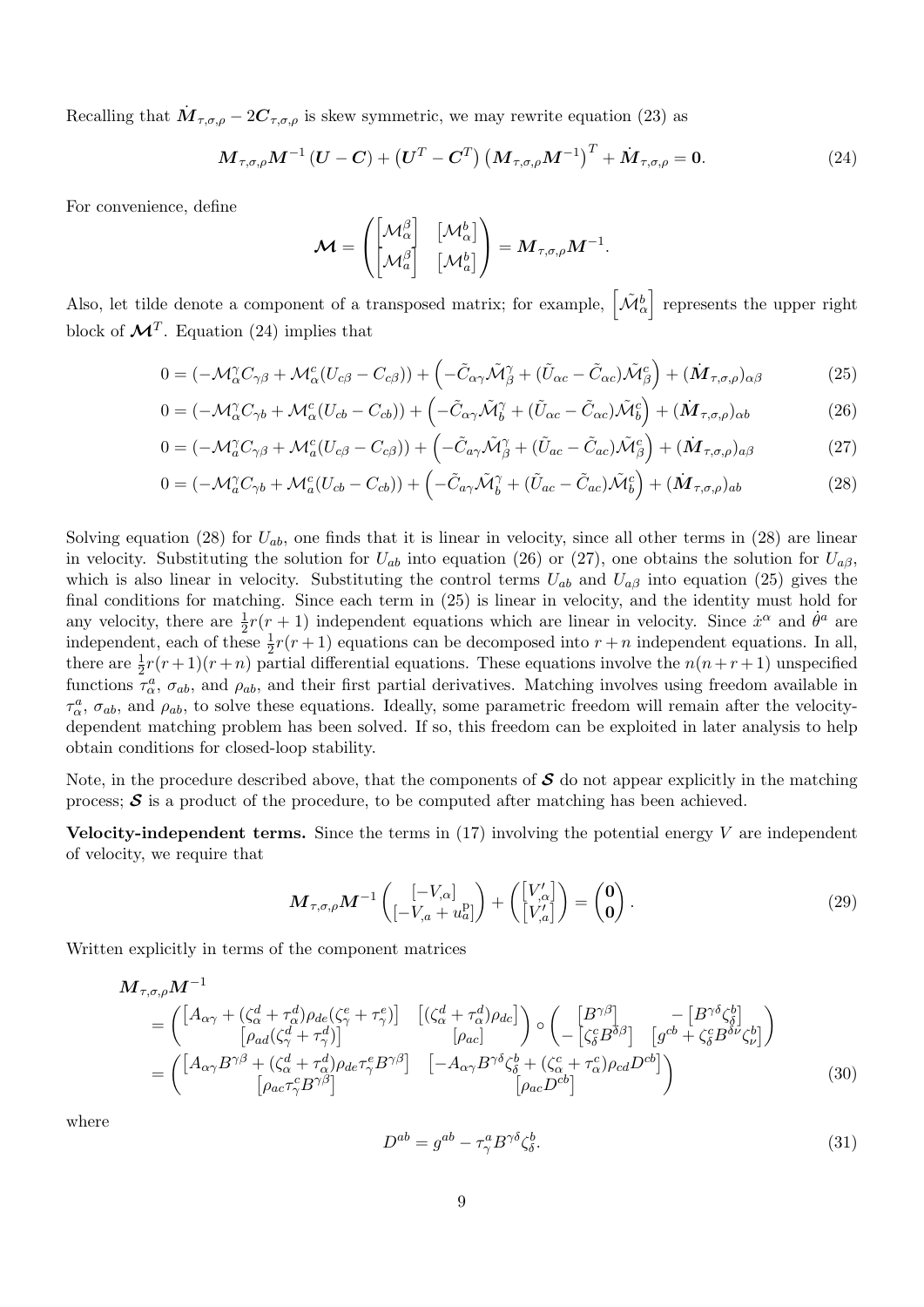Recalling that $\dot{\boldsymbol{M}}_{\tau,\sigma,\rho} - 2\boldsymbol{C}_{\tau,\sigma,\rho}$ is skew symmetric, we may rewrite equation (23) as

$$\boldsymbol{M}_{\tau,\sigma,\rho}\boldsymbol{M}^{-1}\left(\boldsymbol{U} - \boldsymbol{C}\right) + \left(\boldsymbol{U}^T - \boldsymbol{C}^T\right)\left(\boldsymbol{M}_{\tau,\sigma,\rho}\boldsymbol{M}^{-1}\right)^T + \dot{\boldsymbol{M}}_{\tau,\sigma,\rho} = \boldsymbol{0}. \tag{24}$$

For convenience, define

$$\boldsymbol{\mathcal{M}} = \begin{pmatrix} \left[\mathcal{M}_\alpha^\beta\right] & \left[\mathcal{M}_\alpha^b\right] \\ \left[\mathcal{M}_a^\beta\right] & \left[\mathcal{M}_a^b\right] \end{pmatrix} = \boldsymbol{M}_{\tau,\sigma,\rho}\boldsymbol{M}^{-1}.$$

Also, let tilde denote a component of a transposed matrix; for example, $\left[\tilde{\mathcal{M}}_\alpha^b\right]$ represents the upper right block of $\boldsymbol{\mathcal{M}}^T$. Equation (24) implies that

$$0 = (-\mathcal{M}_\alpha^\gamma C_{\gamma\beta} + \mathcal{M}_\alpha^c(U_{c\beta} - C_{c\beta})) + \left(-\tilde{C}_{\alpha\gamma}\tilde{\mathcal{M}}_\beta^\gamma + (\tilde{U}_{\alpha c} - \tilde{C}_{\alpha c})\tilde{\mathcal{M}}_\beta^c\right) + (\dot{\boldsymbol{M}}_{\tau,\sigma,\rho})_{\alpha\beta} \tag{25}$$

$$0 = (-\mathcal{M}_\alpha^\gamma C_{\gamma b} + \mathcal{M}_\alpha^c(U_{cb} - C_{cb})) + \left(-\tilde{C}_{\alpha\gamma}\tilde{\mathcal{M}}_b^\gamma + (\tilde{U}_{\alpha c} - \tilde{C}_{\alpha c})\tilde{\mathcal{M}}_b^c\right) + (\dot{\boldsymbol{M}}_{\tau,\sigma,\rho})_{\alpha b} \tag{26}$$

$$0 = (-\mathcal{M}_a^\gamma C_{\gamma\beta} + \mathcal{M}_a^c(U_{c\beta} - C_{c\beta})) + \left(-\tilde{C}_{a\gamma}\tilde{\mathcal{M}}_\beta^\gamma + (\tilde{U}_{ac} - \tilde{C}_{ac})\tilde{\mathcal{M}}_\beta^c\right) + (\dot{\boldsymbol{M}}_{\tau,\sigma,\rho})_{a\beta} \tag{27}$$

$$0 = (-\mathcal{M}_a^\gamma C_{\gamma b} + \mathcal{M}_a^c(U_{cb} - C_{cb})) + \left(-\tilde{C}_{a\gamma}\tilde{\mathcal{M}}_b^\gamma + (\tilde{U}_{ac} - \tilde{C}_{ac})\tilde{\mathcal{M}}_b^c\right) + (\dot{\boldsymbol{M}}_{\tau,\sigma,\rho})_{ab} \tag{28}$$

Solving equation (28) for $U_{ab}$, one finds that it is linear in velocity, since all other terms in (28) are linear in velocity. Substituting the solution for $U_{ab}$ into equation (26) or (27), one obtains the solution for $U_{a\beta}$, which is also linear in velocity. Substituting the control terms $U_{ab}$ and $U_{a\beta}$ into equation (25) gives the final conditions for matching. Since each term in (25) is linear in velocity, and the identity must hold for any velocity, there are $\frac{1}{2}r(r+1)$ independent equations which are linear in velocity. Since $\dot{x}^\alpha$ and $\dot{\theta}^a$ are independent, each of these $\frac{1}{2}r(r+1)$ equations can be decomposed into $r+n$ independent equations. In all, there are $\frac{1}{2}r(r+1)(r+n)$ partial differential equations. These equations involve the $n(n+r+1)$ unspecified functions $\tau_\alpha^a$, $\sigma_{ab}$, and $\rho_{ab}$, and their first partial derivatives. Matching involves using freedom available in $\tau_\alpha^a$, $\sigma_{ab}$, and $\rho_{ab}$, to solve these equations. Ideally, some parametric freedom will remain after the velocity-dependent matching problem has been solved. If so, this freedom can be exploited in later analysis to help obtain conditions for closed-loop stability.

Note, in the procedure described above, that the components of $\boldsymbol{\mathcal{S}}$ do not appear explicitly in the matching process; $\boldsymbol{\mathcal{S}}$ is a product of the procedure, to be computed after matching has been achieved.

**Velocity-independent terms.** Since the terms in (17) involving the potential energy $V$ are independent of velocity, we require that

$$\boldsymbol{M}_{\tau,\sigma,\rho}\boldsymbol{M}^{-1}\begin{pmatrix} [-V_{,\alpha}] \\ [-V_{,a} + u_a^{\mathrm{p}}] \end{pmatrix} + \begin{pmatrix} [V'_{,\alpha}] \\ [V'_{,a}] \end{pmatrix} = \begin{pmatrix} \boldsymbol{0} \\ \boldsymbol{0} \end{pmatrix}. \tag{29}$$

Written explicitly in terms of the component matrices

$$\begin{aligned}
&\boldsymbol{M}_{\tau,\sigma,\rho}\boldsymbol{M}^{-1} \\
&= \begin{pmatrix} \left[A_{\alpha\gamma} + (\zeta_\alpha^d + \tau_\alpha^d)\rho_{de}(\zeta_\gamma^e + \tau_\gamma^e)\right] & \left[(\zeta_\alpha^d + \tau_\alpha^d)\rho_{dc}\right] \\ \left[\rho_{ad}(\zeta_\gamma^d + \tau_\gamma^d)\right] & \left[\rho_{ac}\right] \end{pmatrix} \circ \begin{pmatrix} \left[B^{\gamma\beta}\right] & -\left[B^{\gamma\delta}\zeta_\delta^b\right] \\ -\left[\zeta_\delta^c B^{\delta\beta}\right] & \left[g^{cb} + \zeta_\delta^c B^{\delta\nu}\zeta_\nu^b\right] \end{pmatrix} \\
&= \begin{pmatrix} \left[A_{\alpha\gamma}B^{\gamma\beta} + (\zeta_\alpha^d + \tau_\alpha^d)\rho_{de}\tau_\gamma^e B^{\gamma\beta}\right] & \left[-A_{\alpha\gamma}B^{\gamma\delta}\zeta_\delta^b + (\zeta_\alpha^c + \tau_\alpha^c)\rho_{cd}D^{cb}\right] \\ \left[\rho_{ac}\tau_\gamma^c B^{\gamma\beta}\right] & \left[\rho_{ac}D^{cb}\right] \end{pmatrix}
\end{aligned} \tag{30}$$

where

$$D^{ab} = g^{ab} - \tau_\gamma^a B^{\gamma\delta}\zeta_\delta^b. \tag{31}$$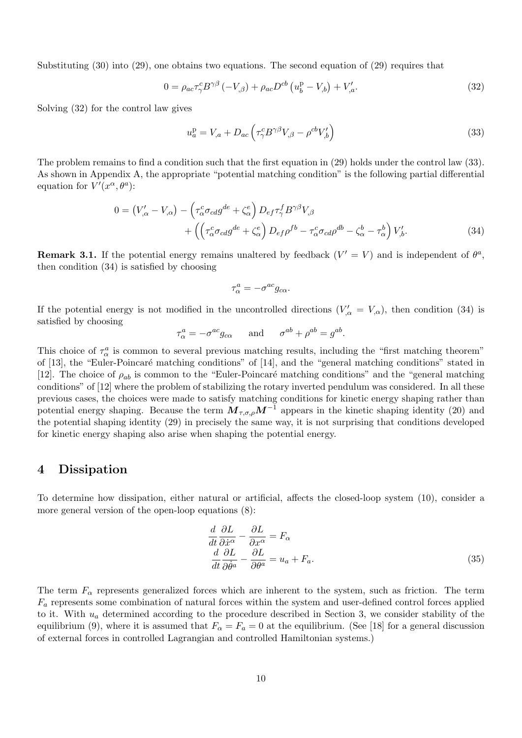Substituting (30) into (29), one obtains two equations. The second equation of (29) requires that

$$0 = \rho_{ac}\tau^c_\gamma B^{\gamma\beta}\left(-V_{,\beta}\right) + \rho_{ac}D^{cb}\left(u^{\mathrm{p}}_b - V_{,b}\right) + V'_{,a}. \tag{32}$$

Solving (32) for the control law gives

$$u^{\mathrm{p}}_a = V_{,a} + D_{ac}\left(\tau^c_\gamma B^{\gamma\beta}V_{,\beta} - \rho^{cb}V'_{,b}\right) \tag{33}$$

The problem remains to find a condition such that the first equation in (29) holds under the control law (33). As shown in Appendix A, the appropriate "potential matching condition" is the following partial differential equation for $V'(x^\alpha, \theta^a)$:

$$\begin{aligned} 0 = \left(V'_{,\alpha} - V_{,\alpha}\right) &- \left(\tau^c_\alpha\sigma_{cd}g^{de} + \zeta^e_\alpha\right)D_{ef}\tau^f_\gamma B^{\gamma\beta}V_{,\beta} \\ &+ \left(\left(\tau^c_\alpha\sigma_{cd}g^{de} + \zeta^e_\alpha\right)D_{ef}\rho^{fb} - \tau^c_\alpha\sigma_{cd}\rho^{db} - \zeta^b_\alpha - \tau^b_\alpha\right)V'_{,b}. \end{aligned} \tag{34}$$

**Remark 3.1.** If the potential energy remains unaltered by feedback ($V' = V$) and is independent of $\theta^a$, then condition (34) is satisfied by choosing

$$\tau^a_\alpha = -\sigma^{ac}g_{c\alpha}.$$

If the potential energy is not modified in the uncontrolled directions ($V'_{,\alpha} = V_{,\alpha}$), then condition (34) is satisfied by choosing

$$\tau^a_\alpha = -\sigma^{ac}g_{c\alpha} \qquad \text{and} \qquad \sigma^{ab} + \rho^{ab} = g^{ab}.$$

This choice of $\tau^a_\alpha$ is common to several previous matching results, including the "first matching theorem" of [13], the "Euler-Poincaré matching conditions" of [14], and the "general matching conditions" stated in [12]. The choice of $\rho_{ab}$ is common to the "Euler-Poincaré matching conditions" and the "general matching conditions" of [12] where the problem of stabilizing the rotary inverted pendulum was considered. In all these previous cases, the choices were made to satisfy matching conditions for kinetic energy shaping rather than potential energy shaping. Because the term $\boldsymbol{M}_{\tau,\sigma,\rho}\boldsymbol{M}^{-1}$ appears in the kinetic shaping identity (20) and the potential shaping identity (29) in precisely the same way, it is not surprising that conditions developed for kinetic energy shaping also arise when shaping the potential energy.

## 4 Dissipation

To determine how dissipation, either natural or artificial, affects the closed-loop system (10), consider a more general version of the open-loop equations (8):

$$\begin{aligned} \frac{d}{dt}\frac{\partial L}{\partial \dot{x}^\alpha} - \frac{\partial L}{\partial x^\alpha} &= F_\alpha \\ \frac{d}{dt}\frac{\partial L}{\partial \dot{\theta}^a} - \frac{\partial L}{\partial \theta^a} &= u_a + F_a. \end{aligned} \tag{35}$$

The term $F_\alpha$ represents generalized forces which are inherent to the system, such as friction. The term $F_a$ represents some combination of natural forces within the system and user-defined control forces applied to it. With $u_a$ determined according to the procedure described in Section 3, we consider stability of the equilibrium (9), where it is assumed that $F_\alpha = F_a = 0$ at the equilibrium. (See [18] for a general discussion of external forces in controlled Lagrangian and controlled Hamiltonian systems.)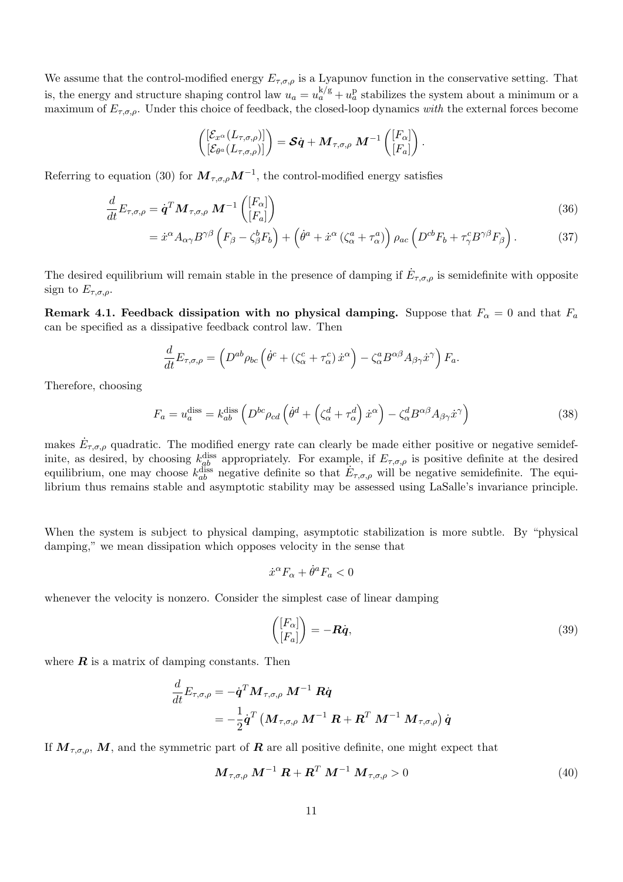We assume that the control-modified energy $E_{\tau,\sigma,\rho}$ is a Lyapunov function in the conservative setting. That is, the energy and structure shaping control law $u_a = u_a^{\mathrm{k/g}} + u_a^{\mathrm{p}}$ stabilizes the system about a minimum or a maximum of $E_{\tau,\sigma,\rho}$. Under this choice of feedback, the closed-loop dynamics *with* the external forces become

$$
\begin{pmatrix} [\mathcal{E}_{x^\alpha}(L_{\tau,\sigma,\rho})] \\ [\mathcal{E}_{\theta^a}(L_{\tau,\sigma,\rho})] \end{pmatrix} = \boldsymbol{\mathcal{S}}\dot{\boldsymbol{q}} + \boldsymbol{M}_{\tau,\sigma,\rho}\, \boldsymbol{M}^{-1} \begin{pmatrix} [F_\alpha] \\ [F_a] \end{pmatrix}.
$$

Referring to equation (30) for $\boldsymbol{M}_{\tau,\sigma,\rho}\boldsymbol{M}^{-1}$, the control-modified energy satisfies

$$
\frac{d}{dt}E_{\tau,\sigma,\rho} = \dot{\boldsymbol{q}}^T \boldsymbol{M}_{\tau,\sigma,\rho}\, \boldsymbol{M}^{-1} \begin{pmatrix} [F_\alpha] \\ [F_a] \end{pmatrix} \tag{36}
$$

$$
= \dot{x}^\alpha A_{\alpha\gamma} B^{\gamma\beta} \left( F_\beta - \zeta_\beta^b F_b \right) + \left( \dot{\theta}^a + \dot{x}^\alpha \left( \zeta_\alpha^a + \tau_\alpha^a \right) \right) \rho_{ac} \left( D^{cb} F_b + \tau_\gamma^c B^{\gamma\beta} F_\beta \right). \tag{37}
$$

The desired equilibrium will remain stable in the presence of damping if $\dot{E}_{\tau,\sigma,\rho}$ is semidefinite with opposite sign to $E_{\tau,\sigma,\rho}$.

**Remark 4.1. Feedback dissipation with no physical damping.** Suppose that $F_\alpha = 0$ and that $F_a$ can be specified as a dissipative feedback control law. Then

$$
\frac{d}{dt}E_{\tau,\sigma,\rho} = \left( D^{ab} \rho_{bc} \left( \dot{\theta}^c + \left( \zeta_\alpha^c + \tau_\alpha^c \right) \dot{x}^\alpha \right) - \zeta_\alpha^a B^{\alpha\beta} A_{\beta\gamma} \dot{x}^\gamma \right) F_a.
$$

Therefore, choosing

$$
F_a = u_a^{\mathrm{diss}} = k_{ab}^{\mathrm{diss}} \left( D^{bc} \rho_{cd} \left( \dot{\theta}^d + \left( \zeta_\alpha^d + \tau_\alpha^d \right) \dot{x}^\alpha \right) - \zeta_\alpha^d B^{\alpha\beta} A_{\beta\gamma} \dot{x}^\gamma \right) \tag{38}
$$

makes $\dot{E}_{\tau,\sigma,\rho}$ quadratic. The modified energy rate can clearly be made either positive or negative semidefinite, as desired, by choosing $k_{ab}^{\mathrm{diss}}$ appropriately. For example, if $E_{\tau,\sigma,\rho}$ is positive definite at the desired equilibrium, one may choose $k_{ab}^{\mathrm{diss}}$ negative definite so that $\dot{E}_{\tau,\sigma,\rho}$ will be negative semidefinite. The equilibrium thus remains stable and asymptotic stability may be assessed using LaSalle's invariance principle.

When the system is subject to physical damping, asymptotic stabilization is more subtle. By "physical damping," we mean dissipation which opposes velocity in the sense that

$$
\dot{x}^\alpha F_\alpha + \dot{\theta}^a F_a < 0
$$

whenever the velocity is nonzero. Consider the simplest case of linear damping

$$
\begin{pmatrix} [F_\alpha] \\ [F_a] \end{pmatrix} = -\boldsymbol{R}\dot{\boldsymbol{q}}, \tag{39}
$$

where $\boldsymbol{R}$ is a matrix of damping constants. Then

$$
\begin{aligned}
\frac{d}{dt}E_{\tau,\sigma,\rho} &= -\dot{\boldsymbol{q}}^T \boldsymbol{M}_{\tau,\sigma,\rho}\, \boldsymbol{M}^{-1}\, \boldsymbol{R}\dot{\boldsymbol{q}} \\
&= -\frac{1}{2}\dot{\boldsymbol{q}}^T \left( \boldsymbol{M}_{\tau,\sigma,\rho}\, \boldsymbol{M}^{-1}\, \boldsymbol{R} + \boldsymbol{R}^T\, \boldsymbol{M}^{-1}\, \boldsymbol{M}_{\tau,\sigma,\rho} \right) \dot{\boldsymbol{q}}
\end{aligned}
$$

If $\boldsymbol{M}_{\tau,\sigma,\rho}$, $\boldsymbol{M}$, and the symmetric part of $\boldsymbol{R}$ are all positive definite, one might expect that

$$
\boldsymbol{M}_{\tau,\sigma,\rho}\, \boldsymbol{M}^{-1}\, \boldsymbol{R} + \boldsymbol{R}^T\, \boldsymbol{M}^{-1}\, \boldsymbol{M}_{\tau,\sigma,\rho} > 0 \tag{40}
$$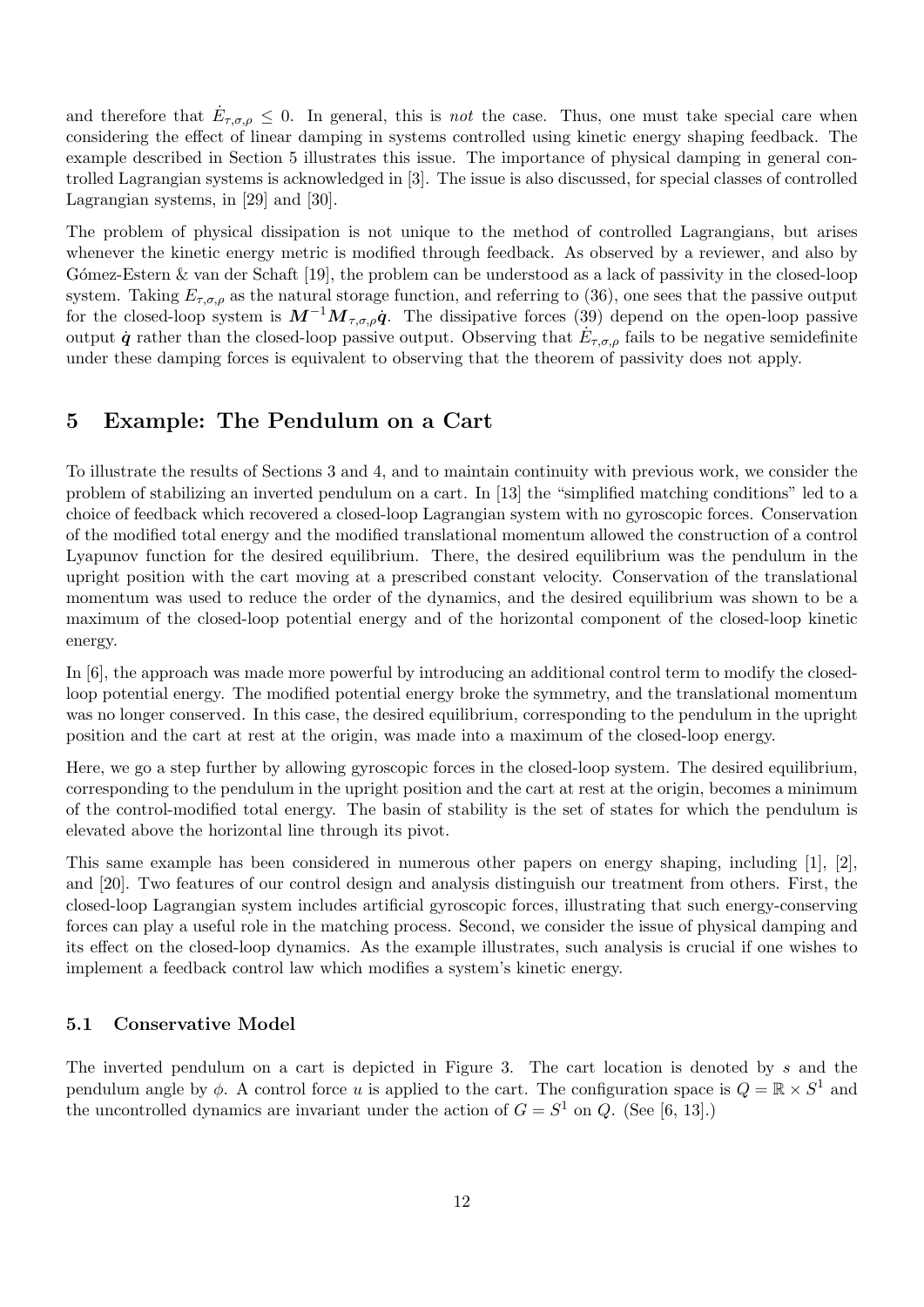and therefore that $\dot{E}_{\tau,\sigma,\rho} \leq 0$. In general, this is *not* the case. Thus, one must take special care when considering the effect of linear damping in systems controlled using kinetic energy shaping feedback. The example described in Section 5 illustrates this issue. The importance of physical damping in general controlled Lagrangian systems is acknowledged in [3]. The issue is also discussed, for special classes of controlled Lagrangian systems, in [29] and [30].

The problem of physical dissipation is not unique to the method of controlled Lagrangians, but arises whenever the kinetic energy metric is modified through feedback. As observed by a reviewer, and also by Gómez-Estern & van der Schaft [19], the problem can be understood as a lack of passivity in the closed-loop system. Taking $E_{\tau,\sigma,\rho}$ as the natural storage function, and referring to (36), one sees that the passive output for the closed-loop system is $\boldsymbol{M}^{-1}\boldsymbol{M}_{\tau,\sigma,\rho}\dot{\boldsymbol{q}}$. The dissipative forces (39) depend on the open-loop passive output $\dot{\boldsymbol{q}}$ rather than the closed-loop passive output. Observing that $\dot{E}_{\tau,\sigma,\rho}$ fails to be negative semidefinite under these damping forces is equivalent to observing that the theorem of passivity does not apply.

## 5 Example: The Pendulum on a Cart

To illustrate the results of Sections 3 and 4, and to maintain continuity with previous work, we consider the problem of stabilizing an inverted pendulum on a cart. In [13] the "simplified matching conditions" led to a choice of feedback which recovered a closed-loop Lagrangian system with no gyroscopic forces. Conservation of the modified total energy and the modified translational momentum allowed the construction of a control Lyapunov function for the desired equilibrium. There, the desired equilibrium was the pendulum in the upright position with the cart moving at a prescribed constant velocity. Conservation of the translational momentum was used to reduce the order of the dynamics, and the desired equilibrium was shown to be a maximum of the closed-loop potential energy and of the horizontal component of the closed-loop kinetic energy.

In [6], the approach was made more powerful by introducing an additional control term to modify the closed-loop potential energy. The modified potential energy broke the symmetry, and the translational momentum was no longer conserved. In this case, the desired equilibrium, corresponding to the pendulum in the upright position and the cart at rest at the origin, was made into a maximum of the closed-loop energy.

Here, we go a step further by allowing gyroscopic forces in the closed-loop system. The desired equilibrium, corresponding to the pendulum in the upright position and the cart at rest at the origin, becomes a minimum of the control-modified total energy. The basin of stability is the set of states for which the pendulum is elevated above the horizontal line through its pivot.

This same example has been considered in numerous other papers on energy shaping, including [1], [2], and [20]. Two features of our control design and analysis distinguish our treatment from others. First, the closed-loop Lagrangian system includes artificial gyroscopic forces, illustrating that such energy-conserving forces can play a useful role in the matching process. Second, we consider the issue of physical damping and its effect on the closed-loop dynamics. As the example illustrates, such analysis is crucial if one wishes to implement a feedback control law which modifies a system's kinetic energy.

### 5.1 Conservative Model

The inverted pendulum on a cart is depicted in Figure 3. The cart location is denoted by $s$ and the pendulum angle by $\phi$. A control force $u$ is applied to the cart. The configuration space is $Q = \mathbb{R} \times S^1$ and the uncontrolled dynamics are invariant under the action of $G = S^1$ on $Q$. (See [6, 13].)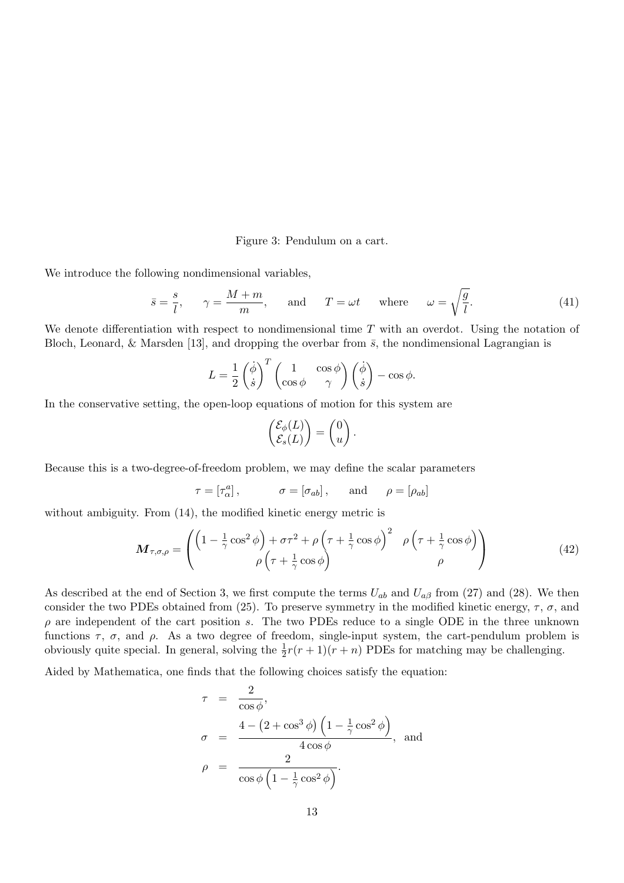Figure 3: Pendulum on a cart.

We introduce the following nondimensional variables,

$$\bar{s} = \frac{s}{l}, \qquad \gamma = \frac{M+m}{m}, \qquad \text{and} \qquad T = \omega t \qquad \text{where} \qquad \omega = \sqrt{\frac{g}{l}}. \tag{41}$$

We denote differentiation with respect to nondimensional time $T$ with an overdot. Using the notation of Bloch, Leonard, & Marsden [13], and dropping the overbar from $\bar{s}$, the nondimensional Lagrangian is

$$L = \frac{1}{2}\begin{pmatrix}\dot{\phi} \\ \dot{s}\end{pmatrix}^T \begin{pmatrix} 1 & \cos\phi \\ \cos\phi & \gamma \end{pmatrix}\begin{pmatrix}\dot{\phi} \\ \dot{s}\end{pmatrix} - \cos\phi.$$

In the conservative setting, the open-loop equations of motion for this system are

$$\begin{pmatrix}\mathcal{E}_\phi(L) \\ \mathcal{E}_s(L)\end{pmatrix} = \begin{pmatrix} 0 \\ u \end{pmatrix}.$$

Because this is a two-degree-of-freedom problem, we may define the scalar parameters

$$\tau = [\tau^a_\alpha], \qquad \sigma = [\sigma_{ab}], \qquad \text{and} \qquad \rho = [\rho_{ab}]$$

without ambiguity. From (14), the modified kinetic energy metric is

$$\boldsymbol{M}_{\tau,\sigma,\rho} = \begin{pmatrix} \left(1 - \frac{1}{\gamma}\cos^2\phi\right) + \sigma\tau^2 + \rho\left(\tau + \frac{1}{\gamma}\cos\phi\right)^2 & \rho\left(\tau + \frac{1}{\gamma}\cos\phi\right) \\ \rho\left(\tau + \frac{1}{\gamma}\cos\phi\right) & \rho \end{pmatrix} \tag{42}$$

As described at the end of Section 3, we first compute the terms $U_{ab}$ and $U_{a\beta}$ from (27) and (28). We then consider the two PDEs obtained from (25). To preserve symmetry in the modified kinetic energy, $\tau$, $\sigma$, and $\rho$ are independent of the cart position $s$. The two PDEs reduce to a single ODE in the three unknown functions $\tau$, $\sigma$, and $\rho$. As a two degree of freedom, single-input system, the cart-pendulum problem is obviously quite special. In general, solving the $\frac{1}{2}r(r+1)(r+n)$ PDEs for matching may be challenging.

Aided by Mathematica, one finds that the following choices satisfy the equation:

$$\begin{aligned}
\tau &= \frac{2}{\cos\phi}, \\
\sigma &= \frac{4 - \left(2 + \cos^3\phi\right)\left(1 - \frac{1}{\gamma}\cos^2\phi\right)}{4\cos\phi}, \quad \text{and} \\
\rho &= \frac{2}{\cos\phi\left(1 - \frac{1}{\gamma}\cos^2\phi\right)}.
\end{aligned}$$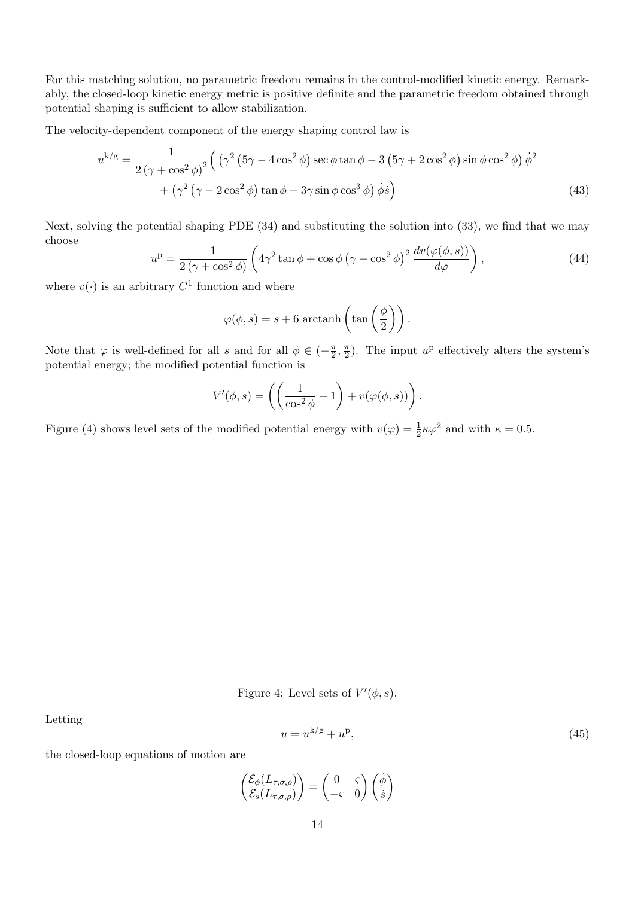For this matching solution, no parametric freedom remains in the control-modified kinetic energy. Remarkably, the closed-loop kinetic energy metric is positive definite and the parametric freedom obtained through potential shaping is sufficient to allow stabilization.

The velocity-dependent component of the energy shaping control law is

$$
\begin{aligned}
u^{\mathrm{k/g}} = \frac{1}{2\left(\gamma+\cos^2\phi\right)^2}\Big( &\left(\gamma^2\left(5\gamma - 4\cos^2\phi\right)\sec\phi\tan\phi - 3\left(5\gamma+2\cos^2\phi\right)\sin\phi\cos^2\phi\right)\dot{\phi}^2 \\
&+ \left(\gamma^2\left(\gamma-2\cos^2\phi\right)\tan\phi - 3\gamma\sin\phi\cos^3\phi\right)\dot{\phi}\dot{s}\Big)
\end{aligned} \tag{43}
$$

Next, solving the potential shaping PDE (34) and substituting the solution into (33), we find that we may choose

$$
u^{\mathrm{p}} = \frac{1}{2\left(\gamma+\cos^2\phi\right)}\left(4\gamma^2\tan\phi + \cos\phi\left(\gamma-\cos^2\phi\right)^2\frac{dv(\varphi(\phi,s))}{d\varphi}\right), \tag{44}
$$

where $v(\cdot)$ is an arbitrary $C^1$ function and where

$$
\varphi(\phi,s) = s + 6\,\mathrm{arctanh}\left(\tan\left(\frac{\phi}{2}\right)\right).
$$

Note that $\varphi$ is well-defined for all $s$ and for all $\phi \in (-\frac{\pi}{2},\frac{\pi}{2})$. The input $u^{\mathrm{p}}$ effectively alters the system's potential energy; the modified potential function is

$$
V'(\phi,s) = \left(\left(\frac{1}{\cos^2\phi}-1\right) + v(\varphi(\phi,s))\right).
$$

Figure (4) shows level sets of the modified potential energy with $v(\varphi) = \frac{1}{2}\kappa\varphi^2$ and with $\kappa = 0.5$.

Figure 4: Level sets of $V'(\phi,s)$.

Letting

$$
u = u^{\mathrm{k/g}} + u^{\mathrm{p}}, \tag{45}
$$

the closed-loop equations of motion are

$$
\begin{pmatrix} \mathcal{E}_\phi(L_{\tau,\sigma,\rho}) \\ \mathcal{E}_s(L_{\tau,\sigma,\rho}) \end{pmatrix} = \begin{pmatrix} 0 & \varsigma \\ -\varsigma & 0 \end{pmatrix}\begin{pmatrix} \dot{\phi} \\ \dot{s} \end{pmatrix}
$$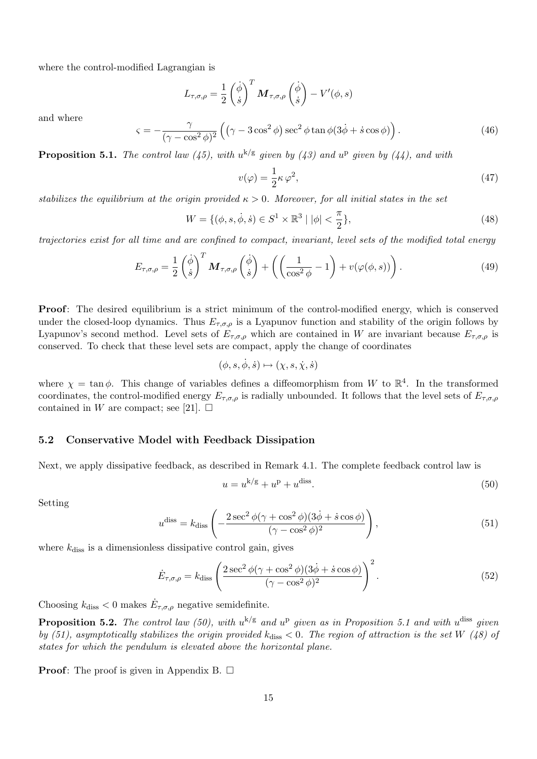where the control-modified Lagrangian is

$$L_{\tau,\sigma,\rho} = \frac{1}{2}\begin{pmatrix}\dot{\phi}\\ \dot{s}\end{pmatrix}^T \boldsymbol{M}_{\tau,\sigma,\rho}\begin{pmatrix}\dot{\phi}\\ \dot{s}\end{pmatrix} - V'(\phi, s)$$

and where

$$\varsigma = -\frac{\gamma}{(\gamma - \cos^2\phi)^2}\left(\left(\gamma - 3\cos^2\phi\right)\sec^2\phi\tan\phi(3\dot{\phi} + \dot{s}\cos\phi)\right). \tag{46}$$

**Proposition 5.1.** *The control law (45), with $u^{\mathrm{k/g}}$ given by (43) and $u^{\mathrm{p}}$ given by (44), and with*

$$v(\varphi) = \frac{1}{2}\kappa\,\varphi^2, \tag{47}$$

*stabilizes the equilibrium at the origin provided $\kappa > 0$. Moreover, for all initial states in the set*

$$W = \{(\phi, s, \dot{\phi}, \dot{s}) \in S^1 \times \mathbb{R}^3 \mid |\phi| < \frac{\pi}{2}\}, \tag{48}$$

*trajectories exist for all time and are confined to compact, invariant, level sets of the modified total energy*

$$E_{\tau,\sigma,\rho} = \frac{1}{2}\begin{pmatrix}\dot{\phi}\\ \dot{s}\end{pmatrix}^T \boldsymbol{M}_{\tau,\sigma,\rho}\begin{pmatrix}\dot{\phi}\\ \dot{s}\end{pmatrix} + \left(\left(\frac{1}{\cos^2\phi} - 1\right) + v(\varphi(\phi, s))\right). \tag{49}$$

**Proof**: The desired equilibrium is a strict minimum of the control-modified energy, which is conserved under the closed-loop dynamics. Thus $E_{\tau,\sigma,\rho}$ is a Lyapunov function and stability of the origin follows by Lyapunov's second method. Level sets of $E_{\tau,\sigma,\rho}$ which are contained in $W$ are invariant because $E_{\tau,\sigma,\rho}$ is conserved. To check that these level sets are compact, apply the change of coordinates

$$(\phi, s, \dot{\phi}, \dot{s}) \mapsto (\chi, s, \dot{\chi}, \dot{s})$$

where $\chi = \tan\phi$. This change of variables defines a diffeomorphism from $W$ to $\mathbb{R}^4$. In the transformed coordinates, the control-modified energy $E_{\tau,\sigma,\rho}$ is radially unbounded. It follows that the level sets of $E_{\tau,\sigma,\rho}$ contained in $W$ are compact; see [21]. □

### 5.2 Conservative Model with Feedback Dissipation

Next, we apply dissipative feedback, as described in Remark 4.1. The complete feedback control law is

$$u = u^{\mathrm{k/g}} + u^{\mathrm{p}} + u^{\mathrm{diss}}. \tag{50}$$

Setting

$$u^{\mathrm{diss}} = k_{\mathrm{diss}}\left(-\frac{2\sec^2\phi(\gamma + \cos^2\phi)(3\dot{\phi} + \dot{s}\cos\phi)}{(\gamma - \cos^2\phi)^2}\right), \tag{51}$$

where $k_{\mathrm{diss}}$ is a dimensionless dissipative control gain, gives

$$\dot{E}_{\tau,\sigma,\rho} = k_{\mathrm{diss}}\left(\frac{2\sec^2\phi(\gamma + \cos^2\phi)(3\dot{\phi} + \dot{s}\cos\phi)}{(\gamma - \cos^2\phi)^2}\right)^2. \tag{52}$$

Choosing $k_{\mathrm{diss}} < 0$ makes $\dot{E}_{\tau,\sigma,\rho}$ negative semidefinite.

**Proposition 5.2.** *The control law (50), with $u^{\mathrm{k/g}}$ and $u^{\mathrm{p}}$ given as in Proposition 5.1 and with $u^{\mathrm{diss}}$ given by (51), asymptotically stabilizes the origin provided $k_{\mathrm{diss}} < 0$. The region of attraction is the set $W$ (48) of states for which the pendulum is elevated above the horizontal plane.*

**Proof**: The proof is given in Appendix B. □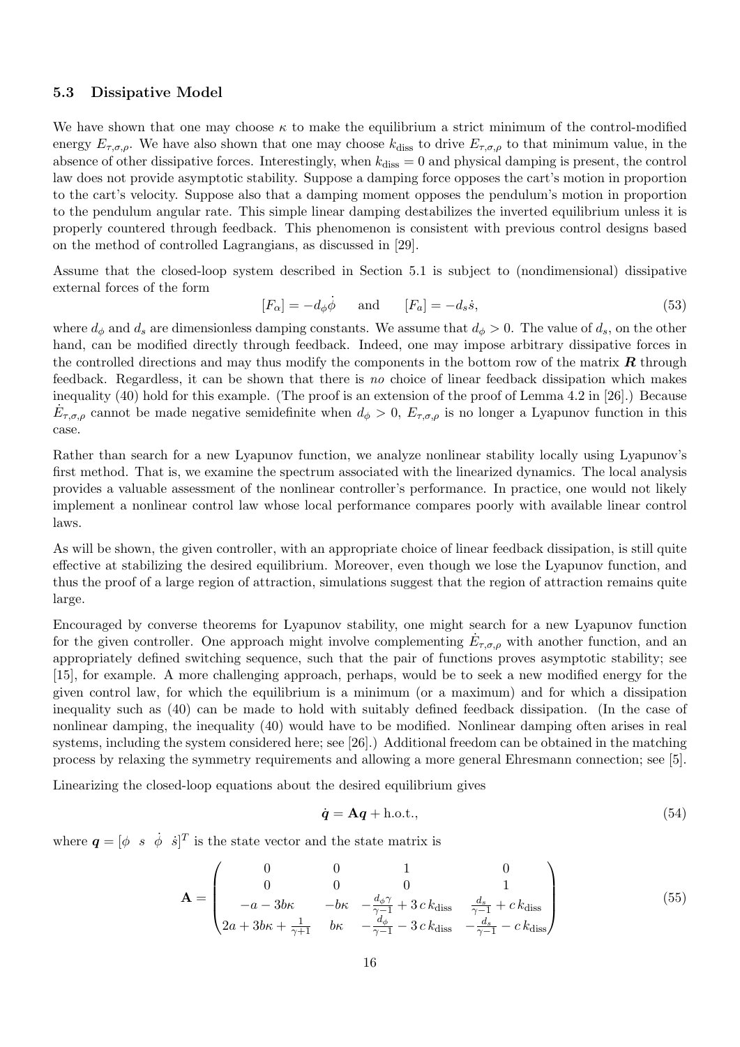### 5.3 Dissipative Model

We have shown that one may choose $\kappa$ to make the equilibrium a strict minimum of the control-modified energy $E_{\tau,\sigma,\rho}$. We have also shown that one may choose $k_{\text{diss}}$ to drive $E_{\tau,\sigma,\rho}$ to that minimum value, in the absence of other dissipative forces. Interestingly, when $k_{\text{diss}} = 0$ and physical damping is present, the control law does not provide asymptotic stability. Suppose a damping force opposes the cart's motion in proportion to the cart's velocity. Suppose also that a damping moment opposes the pendulum's motion in proportion to the pendulum angular rate. This simple linear damping destabilizes the inverted equilibrium unless it is properly countered through feedback. This phenomenon is consistent with previous control designs based on the method of controlled Lagrangians, as discussed in [29].

Assume that the closed-loop system described in Section 5.1 is subject to (nondimensional) dissipative external forces of the form

$$[F_\alpha] = -d_\phi \dot{\phi} \qquad \text{and} \qquad [F_a] = -d_s \dot{s}, \tag{53}$$

where $d_\phi$ and $d_s$ are dimensionless damping constants. We assume that $d_\phi > 0$. The value of $d_s$, on the other hand, can be modified directly through feedback. Indeed, one may impose arbitrary dissipative forces in the controlled directions and may thus modify the components in the bottom row of the matrix $\boldsymbol{R}$ through feedback. Regardless, it can be shown that there is *no* choice of linear feedback dissipation which makes inequality (40) hold for this example. (The proof is an extension of the proof of Lemma 4.2 in [26].) Because $\dot{E}_{\tau,\sigma,\rho}$ cannot be made negative semidefinite when $d_\phi > 0$, $E_{\tau,\sigma,\rho}$ is no longer a Lyapunov function in this case.

Rather than search for a new Lyapunov function, we analyze nonlinear stability locally using Lyapunov's first method. That is, we examine the spectrum associated with the linearized dynamics. The local analysis provides a valuable assessment of the nonlinear controller's performance. In practice, one would not likely implement a nonlinear control law whose local performance compares poorly with available linear control laws.

As will be shown, the given controller, with an appropriate choice of linear feedback dissipation, is still quite effective at stabilizing the desired equilibrium. Moreover, even though we lose the Lyapunov function, and thus the proof of a large region of attraction, simulations suggest that the region of attraction remains quite large.

Encouraged by converse theorems for Lyapunov stability, one might search for a new Lyapunov function for the given controller. One approach might involve complementing $\dot{E}_{\tau,\sigma,\rho}$ with another function, and an appropriately defined switching sequence, such that the pair of functions proves asymptotic stability; see [15], for example. A more challenging approach, perhaps, would be to seek a new modified energy for the given control law, for which the equilibrium is a minimum (or a maximum) and for which a dissipation inequality such as (40) can be made to hold with suitably defined feedback dissipation. (In the case of nonlinear damping, the inequality (40) would have to be modified. Nonlinear damping often arises in real systems, including the system considered here; see [26].) Additional freedom can be obtained in the matching process by relaxing the symmetry requirements and allowing a more general Ehresmann connection; see [5].

Linearizing the closed-loop equations about the desired equilibrium gives

$$\dot{\boldsymbol{q}} = \mathbf{A}\boldsymbol{q} + \text{h.o.t.}, \tag{54}$$

where $\boldsymbol{q} = [\phi \;\; s \;\; \dot{\phi} \;\; \dot{s}]^T$ is the state vector and the state matrix is

$$\mathbf{A} = \begin{pmatrix} 0 & 0 & 1 & 0 \\ 0 & 0 & 0 & 1 \\ -a - 3b\kappa & -b\kappa & -\frac{d_\phi \gamma}{\gamma - 1} + 3\,c\,k_{\text{diss}} & \frac{d_s}{\gamma - 1} + c\,k_{\text{diss}} \\ 2a + 3b\kappa + \frac{1}{\gamma + 1} & b\kappa & -\frac{d_\phi}{\gamma - 1} - 3\,c\,k_{\text{diss}} & -\frac{d_s}{\gamma - 1} - c\,k_{\text{diss}} \end{pmatrix} \tag{55}$$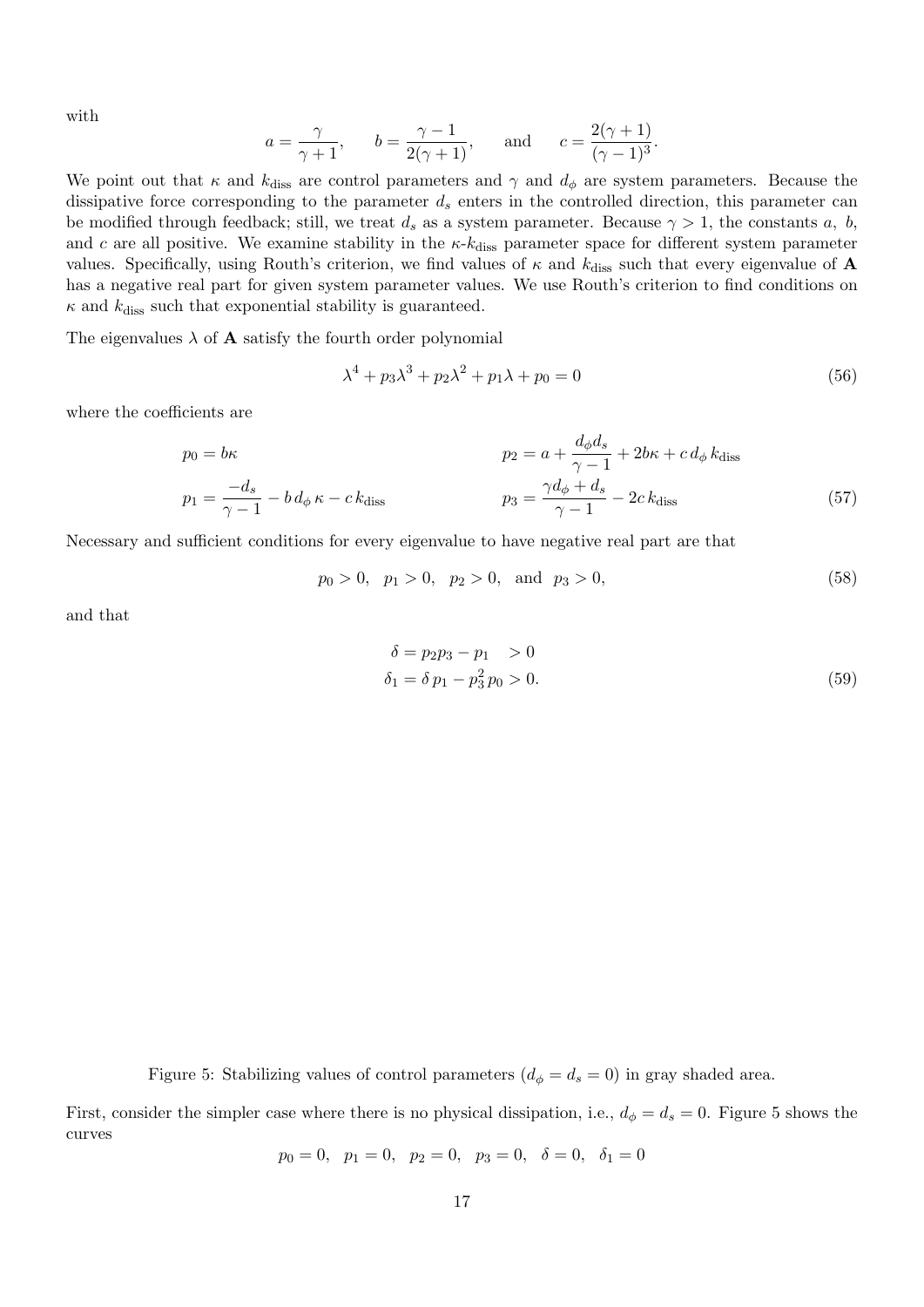with

$$a = \frac{\gamma}{\gamma + 1}, \qquad b = \frac{\gamma - 1}{2(\gamma + 1)}, \qquad \text{and} \qquad c = \frac{2(\gamma + 1)}{(\gamma - 1)^3}.$$

We point out that $\kappa$ and $k_{\text{diss}}$ are control parameters and $\gamma$ and $d_\phi$ are system parameters. Because the dissipative force corresponding to the parameter $d_s$ enters in the controlled direction, this parameter can be modified through feedback; still, we treat $d_s$ as a system parameter. Because $\gamma > 1$, the constants $a$, $b$, and $c$ are all positive. We examine stability in the $\kappa$-$k_{\text{diss}}$ parameter space for different system parameter values. Specifically, using Routh's criterion, we find values of $\kappa$ and $k_{\text{diss}}$ such that every eigenvalue of $\mathbf{A}$ has a negative real part for given system parameter values. We use Routh's criterion to find conditions on $\kappa$ and $k_{\text{diss}}$ such that exponential stability is guaranteed.

The eigenvalues $\lambda$ of $\mathbf{A}$ satisfy the fourth order polynomial

$$\lambda^4 + p_3\lambda^3 + p_2\lambda^2 + p_1\lambda + p_0 = 0 \tag{56}$$

where the coefficients are

$$\begin{aligned}
p_0 &= b\kappa & \qquad p_2 &= a + \frac{d_\phi d_s}{\gamma - 1} + 2b\kappa + c\, d_\phi\, k_{\text{diss}} \\
p_1 &= \frac{-d_s}{\gamma - 1} - b\, d_\phi\, \kappa - c\, k_{\text{diss}} & \qquad p_3 &= \frac{\gamma d_\phi + d_s}{\gamma - 1} - 2c\, k_{\text{diss}}
\end{aligned} \tag{57}$$

Necessary and sufficient conditions for every eigenvalue to have negative real part are that

$$p_0 > 0, \quad p_1 > 0, \quad p_2 > 0, \quad \text{and} \quad p_3 > 0, \tag{58}$$

and that

$$\begin{aligned}
\delta &= p_2 p_3 - p_1 \quad > 0 \\
\delta_1 &= \delta\, p_1 - p_3^2\, p_0 > 0.
\end{aligned} \tag{59}$$

Figure 5: Stabilizing values of control parameters ($d_\phi = d_s = 0$) in gray shaded area.

First, consider the simpler case where there is no physical dissipation, i.e., $d_\phi = d_s = 0$. Figure 5 shows the curves

$$p_0 = 0, \quad p_1 = 0, \quad p_2 = 0, \quad p_3 = 0, \quad \delta = 0, \quad \delta_1 = 0$$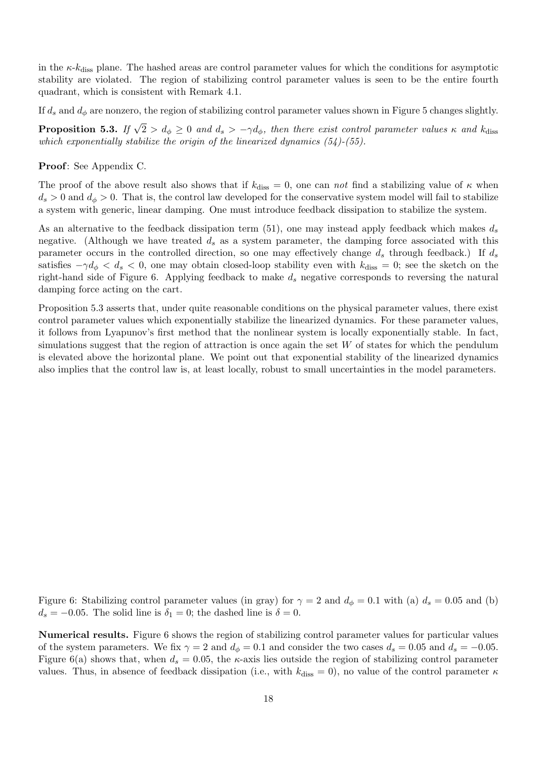in the $\kappa$-$k_{\rm diss}$ plane. The hashed areas are control parameter values for which the conditions for asymptotic stability are violated. The region of stabilizing control parameter values is seen to be the entire fourth quadrant, which is consistent with Remark 4.1.

If $d_s$ and $d_\phi$ are nonzero, the region of stabilizing control parameter values shown in Figure 5 changes slightly.

**Proposition 5.3.** *If $\sqrt{2} > d_\phi \geq 0$ and $d_s > -\gamma d_\phi$, then there exist control parameter values $\kappa$ and $k_{\rm diss}$ which exponentially stabilize the origin of the linearized dynamics (54)-(55).*

**Proof**: See Appendix C.

The proof of the above result also shows that if $k_{\rm diss} = 0$, one can *not* find a stabilizing value of $\kappa$ when $d_s > 0$ and $d_\phi > 0$. That is, the control law developed for the conservative system model will fail to stabilize a system with generic, linear damping. One must introduce feedback dissipation to stabilize the system.

As an alternative to the feedback dissipation term (51), one may instead apply feedback which makes $d_s$ negative. (Although we have treated $d_s$ as a system parameter, the damping force associated with this parameter occurs in the controlled direction, so one may effectively change $d_s$ through feedback.) If $d_s$ satisfies $-\gamma d_\phi < d_s < 0$, one may obtain closed-loop stability even with $k_{\rm diss} = 0$; see the sketch on the right-hand side of Figure 6. Applying feedback to make $d_s$ negative corresponds to reversing the natural damping force acting on the cart.

Proposition 5.3 asserts that, under quite reasonable conditions on the physical parameter values, there exist control parameter values which exponentially stabilize the linearized dynamics. For these parameter values, it follows from Lyapunov's first method that the nonlinear system is locally exponentially stable. In fact, simulations suggest that the region of attraction is once again the set $W$ of states for which the pendulum is elevated above the horizontal plane. We point out that exponential stability of the linearized dynamics also implies that the control law is, at least locally, robust to small uncertainties in the model parameters.

Figure 6: Stabilizing control parameter values (in gray) for $\gamma = 2$ and $d_\phi = 0.1$ with (a) $d_s = 0.05$ and (b) $d_s = -0.05$. The solid line is $\delta_1 = 0$; the dashed line is $\delta = 0$.

**Numerical results.** Figure 6 shows the region of stabilizing control parameter values for particular values of the system parameters. We fix $\gamma = 2$ and $d_\phi = 0.1$ and consider the two cases $d_s = 0.05$ and $d_s = -0.05$. Figure 6(a) shows that, when $d_s = 0.05$, the $\kappa$-axis lies outside the region of stabilizing control parameter values. Thus, in absence of feedback dissipation (i.e., with $k_{\rm diss} = 0$), no value of the control parameter $\kappa$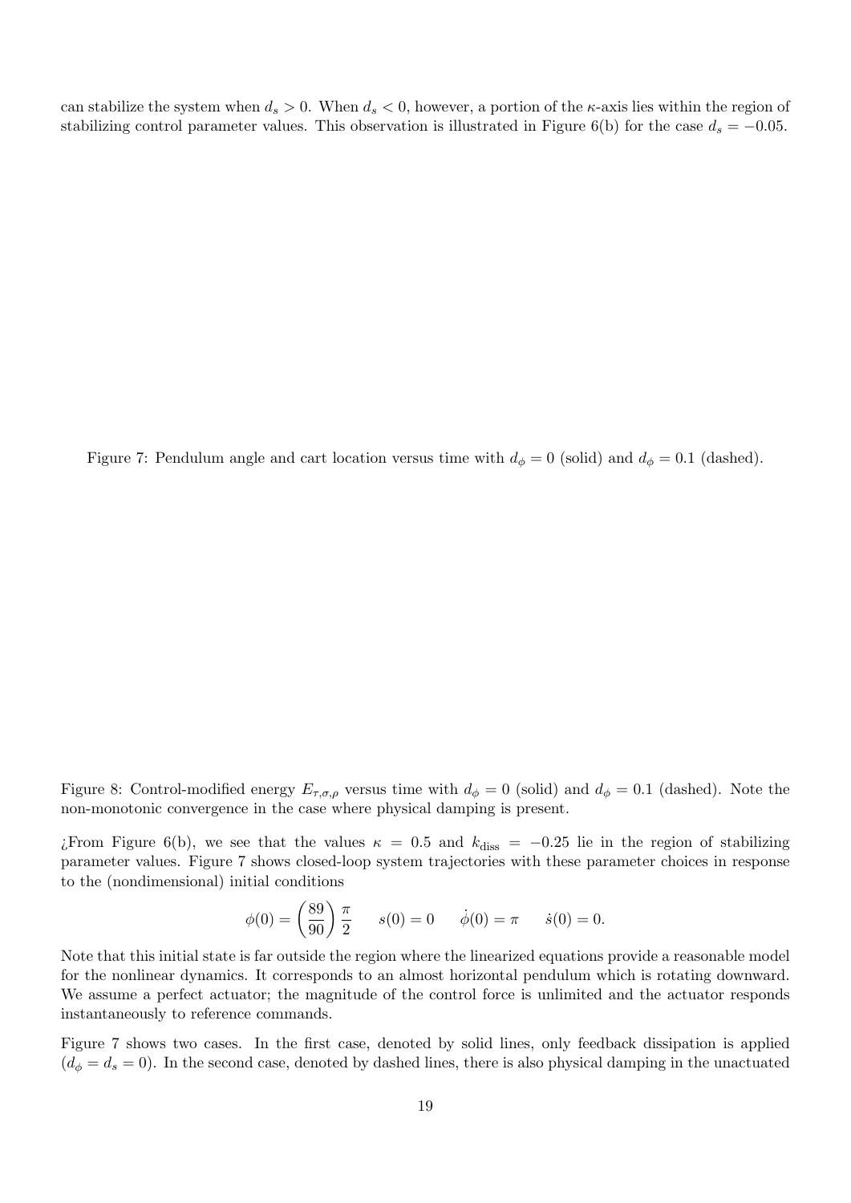can stabilize the system when $d_s > 0$. When $d_s < 0$, however, a portion of the $\kappa$-axis lies within the region of stabilizing control parameter values. This observation is illustrated in Figure 6(b) for the case $d_s = -0.05$.

Figure 7: Pendulum angle and cart location versus time with $d_\phi = 0$ (solid) and $d_\phi = 0.1$ (dashed).

Figure 8: Control-modified energy $E_{\tau,\sigma,\rho}$ versus time with $d_\phi = 0$ (solid) and $d_\phi = 0.1$ (dashed). Note the non-monotonic convergence in the case where physical damping is present.

¿From Figure 6(b), we see that the values $\kappa = 0.5$ and $k_{\text{diss}} = -0.25$ lie in the region of stabilizing parameter values. Figure 7 shows closed-loop system trajectories with these parameter choices in response to the (nondimensional) initial conditions

$$\phi(0) = \left(\frac{89}{90}\right)\frac{\pi}{2} \qquad s(0) = 0 \qquad \dot{\phi}(0) = \pi \qquad \dot{s}(0) = 0.$$

Note that this initial state is far outside the region where the linearized equations provide a reasonable model for the nonlinear dynamics. It corresponds to an almost horizontal pendulum which is rotating downward. We assume a perfect actuator; the magnitude of the control force is unlimited and the actuator responds instantaneously to reference commands.

Figure 7 shows two cases. In the first case, denoted by solid lines, only feedback dissipation is applied ($d_\phi = d_s = 0$). In the second case, denoted by dashed lines, there is also physical damping in the unactuated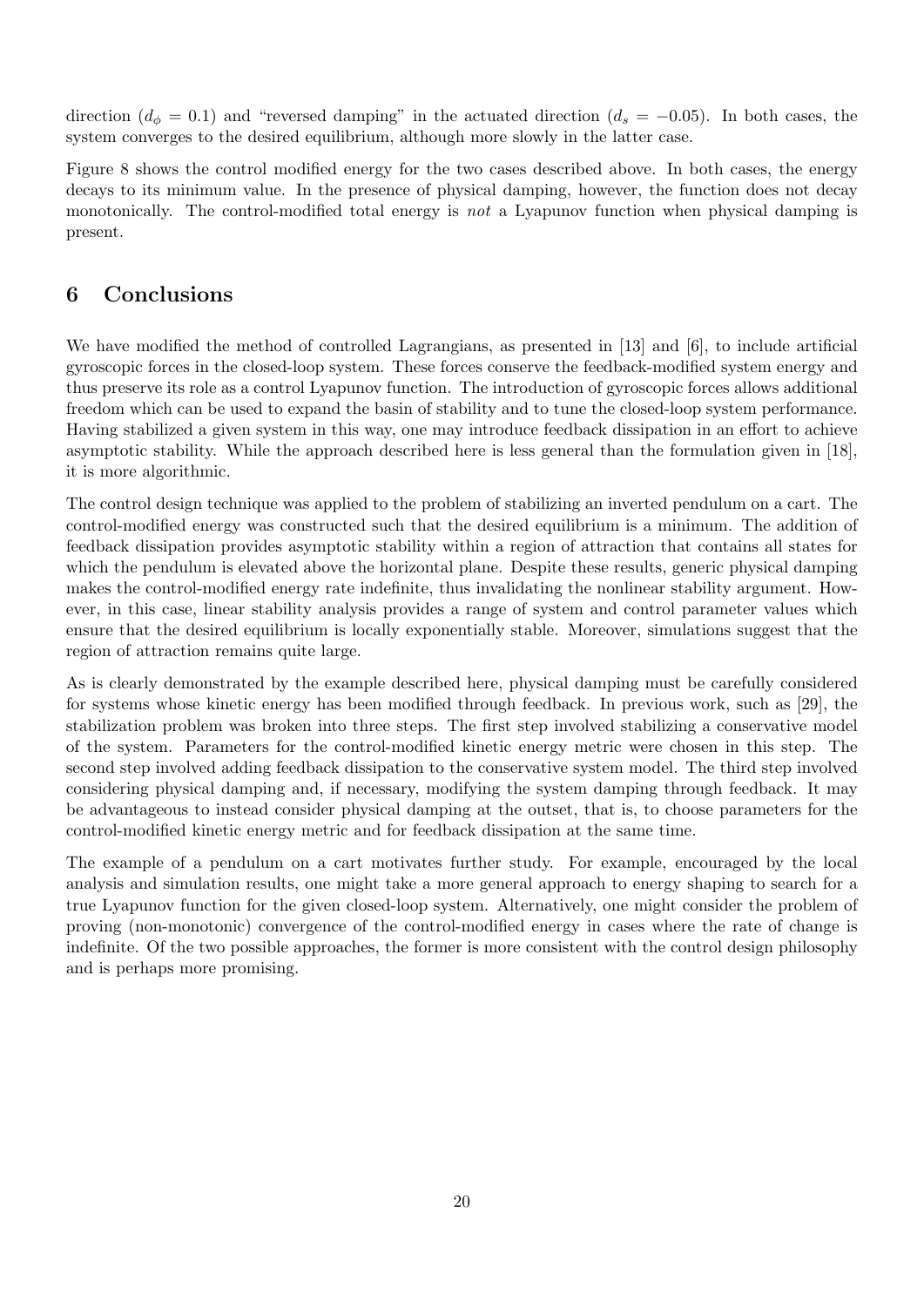direction ($d_\phi = 0.1$) and "reversed damping" in the actuated direction ($d_s = -0.05$). In both cases, the system converges to the desired equilibrium, although more slowly in the latter case.

Figure 8 shows the control modified energy for the two cases described above. In both cases, the energy decays to its minimum value. In the presence of physical damping, however, the function does not decay monotonically. The control-modified total energy is *not* a Lyapunov function when physical damping is present.

## 6 Conclusions

We have modified the method of controlled Lagrangians, as presented in [13] and [6], to include artificial gyroscopic forces in the closed-loop system. These forces conserve the feedback-modified system energy and thus preserve its role as a control Lyapunov function. The introduction of gyroscopic forces allows additional freedom which can be used to expand the basin of stability and to tune the closed-loop system performance. Having stabilized a given system in this way, one may introduce feedback dissipation in an effort to achieve asymptotic stability. While the approach described here is less general than the formulation given in [18], it is more algorithmic.

The control design technique was applied to the problem of stabilizing an inverted pendulum on a cart. The control-modified energy was constructed such that the desired equilibrium is a minimum. The addition of feedback dissipation provides asymptotic stability within a region of attraction that contains all states for which the pendulum is elevated above the horizontal plane. Despite these results, generic physical damping makes the control-modified energy rate indefinite, thus invalidating the nonlinear stability argument. However, in this case, linear stability analysis provides a range of system and control parameter values which ensure that the desired equilibrium is locally exponentially stable. Moreover, simulations suggest that the region of attraction remains quite large.

As is clearly demonstrated by the example described here, physical damping must be carefully considered for systems whose kinetic energy has been modified through feedback. In previous work, such as [29], the stabilization problem was broken into three steps. The first step involved stabilizing a conservative model of the system. Parameters for the control-modified kinetic energy metric were chosen in this step. The second step involved adding feedback dissipation to the conservative system model. The third step involved considering physical damping and, if necessary, modifying the system damping through feedback. It may be advantageous to instead consider physical damping at the outset, that is, to choose parameters for the control-modified kinetic energy metric and for feedback dissipation at the same time.

The example of a pendulum on a cart motivates further study. For example, encouraged by the local analysis and simulation results, one might take a more general approach to energy shaping to search for a true Lyapunov function for the given closed-loop system. Alternatively, one might consider the problem of proving (non-monotonic) convergence of the control-modified energy in cases where the rate of change is indefinite. Of the two possible approaches, the former is more consistent with the control design philosophy and is perhaps more promising.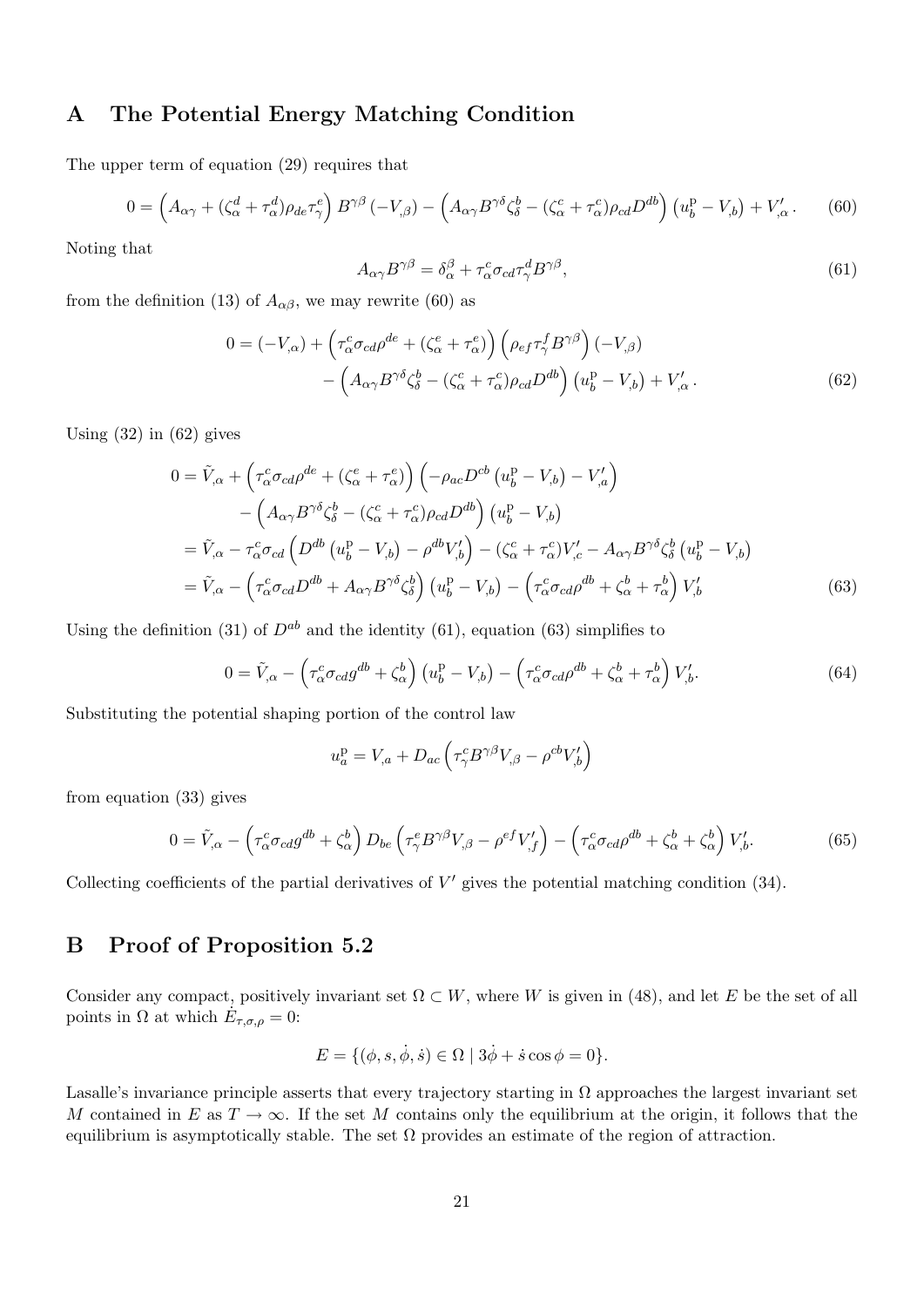## A The Potential Energy Matching Condition

The upper term of equation (29) requires that

$$0 = \left(A_{\alpha\gamma} + (\zeta^d_\alpha + \tau^d_\alpha)\rho_{de}\tau^e_\gamma\right) B^{\gamma\beta}\left(-V_{,\beta}\right) - \left(A_{\alpha\gamma}B^{\gamma\delta}\zeta^b_\delta - (\zeta^c_\alpha + \tau^c_\alpha)\rho_{cd}D^{db}\right)\left(u^{\rm p}_b - V_{,b}\right) + V'_{,\alpha}\,. \tag{60}$$

Noting that

$$A_{\alpha\gamma}B^{\gamma\beta} = \delta^\beta_\alpha + \tau^c_\alpha\sigma_{cd}\tau^d_\gamma B^{\gamma\beta}, \tag{61}$$

from the definition (13) of $A_{\alpha\beta}$, we may rewrite (60) as

$$\begin{aligned} 0 = (-V_{,\alpha}) &+ \left(\tau^c_\alpha\sigma_{cd}\rho^{de} + (\zeta^e_\alpha + \tau^e_\alpha)\right)\left(\rho_{ef}\tau^f_\gamma B^{\gamma\beta}\right)(-V_{,\beta}) \\ &- \left(A_{\alpha\gamma}B^{\gamma\delta}\zeta^b_\delta - (\zeta^c_\alpha + \tau^c_\alpha)\rho_{cd}D^{db}\right)\left(u^{\rm p}_b - V_{,b}\right) + V'_{,\alpha}\,. \end{aligned} \tag{62}$$

Using (32) in (62) gives

$$\begin{aligned} 0 &= \tilde{V}_{,\alpha} + \left(\tau^c_\alpha\sigma_{cd}\rho^{de} + (\zeta^e_\alpha + \tau^e_\alpha)\right)\left(-\rho_{ac}D^{cb}\left(u^{\rm p}_b - V_{,b}\right) - V'_{,a}\right) \\ &\quad - \left(A_{\alpha\gamma}B^{\gamma\delta}\zeta^b_\delta - (\zeta^c_\alpha + \tau^c_\alpha)\rho_{cd}D^{db}\right)\left(u^{\rm p}_b - V_{,b}\right) \\ &= \tilde{V}_{,\alpha} - \tau^c_\alpha\sigma_{cd}\left(D^{db}\left(u^{\rm p}_b - V_{,b}\right) - \rho^{db}V'_{,b}\right) - (\zeta^c_\alpha + \tau^c_\alpha)V'_{,c} - A_{\alpha\gamma}B^{\gamma\delta}\zeta^b_\delta\left(u^{\rm p}_b - V_{,b}\right) \\ &= \tilde{V}_{,\alpha} - \left(\tau^c_\alpha\sigma_{cd}D^{db} + A_{\alpha\gamma}B^{\gamma\delta}\zeta^b_\delta\right)\left(u^{\rm p}_b - V_{,b}\right) - \left(\tau^c_\alpha\sigma_{cd}\rho^{db} + \zeta^b_\alpha + \tau^b_\alpha\right)V'_{,b} \end{aligned} \tag{63}$$

Using the definition (31) of $D^{ab}$ and the identity (61), equation (63) simplifies to

$$0 = \tilde{V}_{,\alpha} - \left(\tau^c_\alpha\sigma_{cd}g^{db} + \zeta^b_\alpha\right)\left(u^{\rm p}_b - V_{,b}\right) - \left(\tau^c_\alpha\sigma_{cd}\rho^{db} + \zeta^b_\alpha + \tau^b_\alpha\right)V'_{,b}. \tag{64}$$

Substituting the potential shaping portion of the control law

$$u^{\rm p}_a = V_{,a} + D_{ac}\left(\tau^c_\gamma B^{\gamma\beta}V_{,\beta} - \rho^{cb}V'_{,b}\right)$$

from equation (33) gives

$$0 = \tilde{V}_{,\alpha} - \left(\tau^c_\alpha\sigma_{cd}g^{db} + \zeta^b_\alpha\right)D_{be}\left(\tau^e_\gamma B^{\gamma\beta}V_{,\beta} - \rho^{ef}V'_{,f}\right) - \left(\tau^c_\alpha\sigma_{cd}\rho^{db} + \zeta^b_\alpha + \zeta^b_\alpha\right)V'_{,b}. \tag{65}$$

Collecting coefficients of the partial derivatives of $V'$ gives the potential matching condition (34).

## B Proof of Proposition 5.2

Consider any compact, positively invariant set $\Omega \subset W$, where $W$ is given in (48), and let $E$ be the set of all points in $\Omega$ at which $\dot{E}_{\tau,\sigma,\rho} = 0$:

$$E = \{(\phi, s, \dot{\phi}, \dot{s}) \in \Omega \mid 3\dot{\phi} + \dot{s}\cos\phi = 0\}.$$

Lasalle's invariance principle asserts that every trajectory starting in $\Omega$ approaches the largest invariant set $M$ contained in $E$ as $T \to \infty$. If the set $M$ contains only the equilibrium at the origin, it follows that the equilibrium is asymptotically stable. The set $\Omega$ provides an estimate of the region of attraction.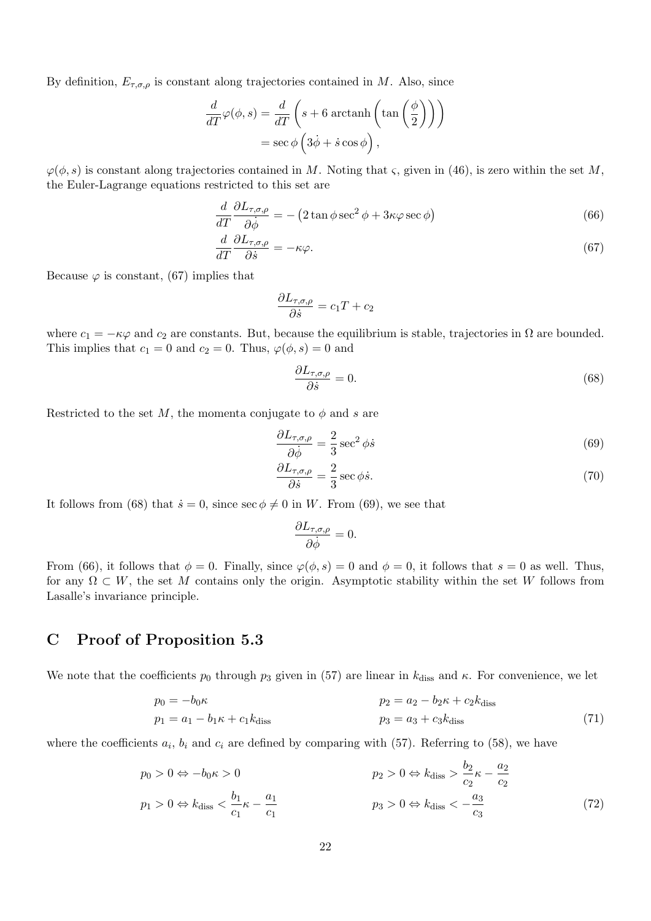By definition, $E_{\tau,\sigma,\rho}$ is constant along trajectories contained in $M$. Also, since

$$
\begin{aligned}
\frac{d}{dT}\varphi(\phi, s) &= \frac{d}{dT}\left(s + 6\,\text{arctanh}\left(\tan\left(\frac{\phi}{2}\right)\right)\right) \\
&= \sec\phi\left(3\dot{\phi} + \dot{s}\cos\phi\right),
\end{aligned}
$$

$\varphi(\phi, s)$ is constant along trajectories contained in $M$. Noting that $\varsigma$, given in (46), is zero within the set $M$, the Euler-Lagrange equations restricted to this set are

$$
\frac{d}{dT}\frac{\partial L_{\tau,\sigma,\rho}}{\partial\dot{\phi}} = -\left(2\tan\phi\sec^2\phi + 3\kappa\varphi\sec\phi\right) \tag{66}
$$

$$
\frac{d}{dT}\frac{\partial L_{\tau,\sigma,\rho}}{\partial\dot{s}} = -\kappa\varphi. \tag{67}
$$

Because $\varphi$ is constant, (67) implies that

$$
\frac{\partial L_{\tau,\sigma,\rho}}{\partial\dot{s}} = c_1 T + c_2
$$

where $c_1 = -\kappa\varphi$ and $c_2$ are constants. But, because the equilibrium is stable, trajectories in $\Omega$ are bounded. This implies that $c_1 = 0$ and $c_2 = 0$. Thus, $\varphi(\phi, s) = 0$ and

$$
\frac{\partial L_{\tau,\sigma,\rho}}{\partial\dot{s}} = 0. \tag{68}
$$

Restricted to the set $M$, the momenta conjugate to $\phi$ and $s$ are

$$
\frac{\partial L_{\tau,\sigma,\rho}}{\partial\dot{\phi}} = \frac{2}{3}\sec^2\phi\dot{s} \tag{69}
$$

$$
\frac{\partial L_{\tau,\sigma,\rho}}{\partial\dot{s}} = \frac{2}{3}\sec\phi\dot{s}. \tag{70}
$$

It follows from (68) that $\dot{s} = 0$, since $\sec\phi \neq 0$ in $W$. From (69), we see that

$$
\frac{\partial L_{\tau,\sigma,\rho}}{\partial\dot{\phi}} = 0.
$$

From (66), it follows that $\phi = 0$. Finally, since $\varphi(\phi, s) = 0$ and $\phi = 0$, it follows that $s = 0$ as well. Thus, for any $\Omega \subset W$, the set $M$ contains only the origin. Asymptotic stability within the set $W$ follows from Lasalle's invariance principle.

# C Proof of Proposition 5.3

We note that the coefficients $p_0$ through $p_3$ given in (57) are linear in $k_{\text{diss}}$ and $\kappa$. For convenience, we let

$$
\begin{aligned}
p_0 &= -b_0\kappa & p_2 &= a_2 - b_2\kappa + c_2 k_{\text{diss}} \\
p_1 &= a_1 - b_1\kappa + c_1 k_{\text{diss}} & p_3 &= a_3 + c_3 k_{\text{diss}}
\end{aligned} \tag{71}
$$

where the coefficients $a_i$, $b_i$ and $c_i$ are defined by comparing with (57). Referring to (58), we have

$$
\begin{aligned}
p_0 > 0 &\Leftrightarrow -b_0\kappa > 0 & p_2 > 0 &\Leftrightarrow k_{\text{diss}} > \frac{b_2}{c_2}\kappa - \frac{a_2}{c_2} \\
p_1 > 0 &\Leftrightarrow k_{\text{diss}} < \frac{b_1}{c_1}\kappa - \frac{a_1}{c_1} & p_3 > 0 &\Leftrightarrow k_{\text{diss}} < -\frac{a_3}{c_3}
\end{aligned} \tag{72}
$$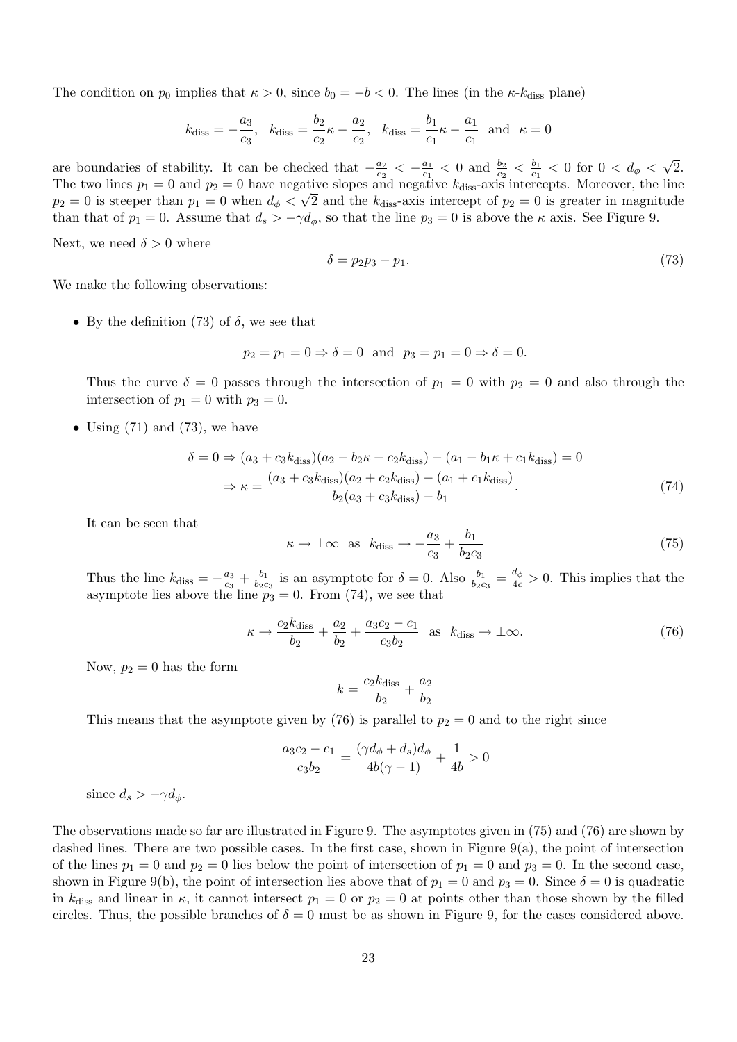The condition on $p_0$ implies that $\kappa > 0$, since $b_0 = -b < 0$. The lines (in the $\kappa$-$k_{\text{diss}}$ plane)

$$k_{\text{diss}} = -\frac{a_3}{c_3}, \quad k_{\text{diss}} = \frac{b_2}{c_2}\kappa - \frac{a_2}{c_2}, \quad k_{\text{diss}} = \frac{b_1}{c_1}\kappa - \frac{a_1}{c_1} \quad \text{and} \quad \kappa = 0$$

are boundaries of stability. It can be checked that $-\frac{a_2}{c_2} < -\frac{a_1}{c_1} < 0$ and $\frac{b_2}{c_2} < \frac{b_1}{c_1} < 0$ for $0 < d_\phi < \sqrt{2}$. The two lines $p_1 = 0$ and $p_2 = 0$ have negative slopes and negative $k_{\text{diss}}$-axis intercepts. Moreover, the line $p_2 = 0$ is steeper than $p_1 = 0$ when $d_\phi < \sqrt{2}$ and the $k_{\text{diss}}$-axis intercept of $p_2 = 0$ is greater in magnitude than that of $p_1 = 0$. Assume that $d_s > -\gamma d_\phi$, so that the line $p_3 = 0$ is above the $\kappa$ axis. See Figure 9.

Next, we need $\delta > 0$ where

$$\delta = p_2 p_3 - p_1. \tag{73}$$

We make the following observations:

- By the definition (73) of $\delta$, we see that

$$p_2 = p_1 = 0 \Rightarrow \delta = 0 \quad \text{and} \quad p_3 = p_1 = 0 \Rightarrow \delta = 0.$$

  Thus the curve $\delta = 0$ passes through the intersection of $p_1 = 0$ with $p_2 = 0$ and also through the intersection of $p_1 = 0$ with $p_3 = 0$.

- Using (71) and (73), we have

$$\begin{aligned}\delta = 0 &\Rightarrow (a_3 + c_3 k_{\text{diss}})(a_2 - b_2\kappa + c_2 k_{\text{diss}}) - (a_1 - b_1\kappa + c_1 k_{\text{diss}}) = 0 \\ &\Rightarrow \kappa = \frac{(a_3 + c_3 k_{\text{diss}})(a_2 + c_2 k_{\text{diss}}) - (a_1 + c_1 k_{\text{diss}})}{b_2(a_3 + c_3 k_{\text{diss}}) - b_1}.\end{aligned} \tag{74}$$

  It can be seen that

$$\kappa \to \pm\infty \quad \text{as} \quad k_{\text{diss}} \to -\frac{a_3}{c_3} + \frac{b_1}{b_2 c_3} \tag{75}$$

  Thus the line $k_{\text{diss}} = -\frac{a_3}{c_3} + \frac{b_1}{b_2 c_3}$ is an asymptote for $\delta = 0$. Also $\frac{b_1}{b_2 c_3} = \frac{d_\phi}{4c} > 0$. This implies that the asymptote lies above the line $p_3 = 0$. From (74), we see that

$$\kappa \to \frac{c_2 k_{\text{diss}}}{b_2} + \frac{a_2}{b_2} + \frac{a_3 c_2 - c_1}{c_3 b_2} \quad \text{as} \quad k_{\text{diss}} \to \pm\infty. \tag{76}$$

  Now, $p_2 = 0$ has the form

$$k = \frac{c_2 k_{\text{diss}}}{b_2} + \frac{a_2}{b_2}$$

  This means that the asymptote given by (76) is parallel to $p_2 = 0$ and to the right since

$$\frac{a_3 c_2 - c_1}{c_3 b_2} = \frac{(\gamma d_\phi + d_s) d_\phi}{4b(\gamma - 1)} + \frac{1}{4b} > 0$$

  since $d_s > -\gamma d_\phi$.

The observations made so far are illustrated in Figure 9. The asymptotes given in (75) and (76) are shown by dashed lines. There are two possible cases. In the first case, shown in Figure 9(a), the point of intersection of the lines $p_1 = 0$ and $p_2 = 0$ lies below the point of intersection of $p_1 = 0$ and $p_3 = 0$. In the second case, shown in Figure 9(b), the point of intersection lies above that of $p_1 = 0$ and $p_3 = 0$. Since $\delta = 0$ is quadratic in $k_{\text{diss}}$ and linear in $\kappa$, it cannot intersect $p_1 = 0$ or $p_2 = 0$ at points other than those shown by the filled circles. Thus, the possible branches of $\delta = 0$ must be as shown in Figure 9, for the cases considered above.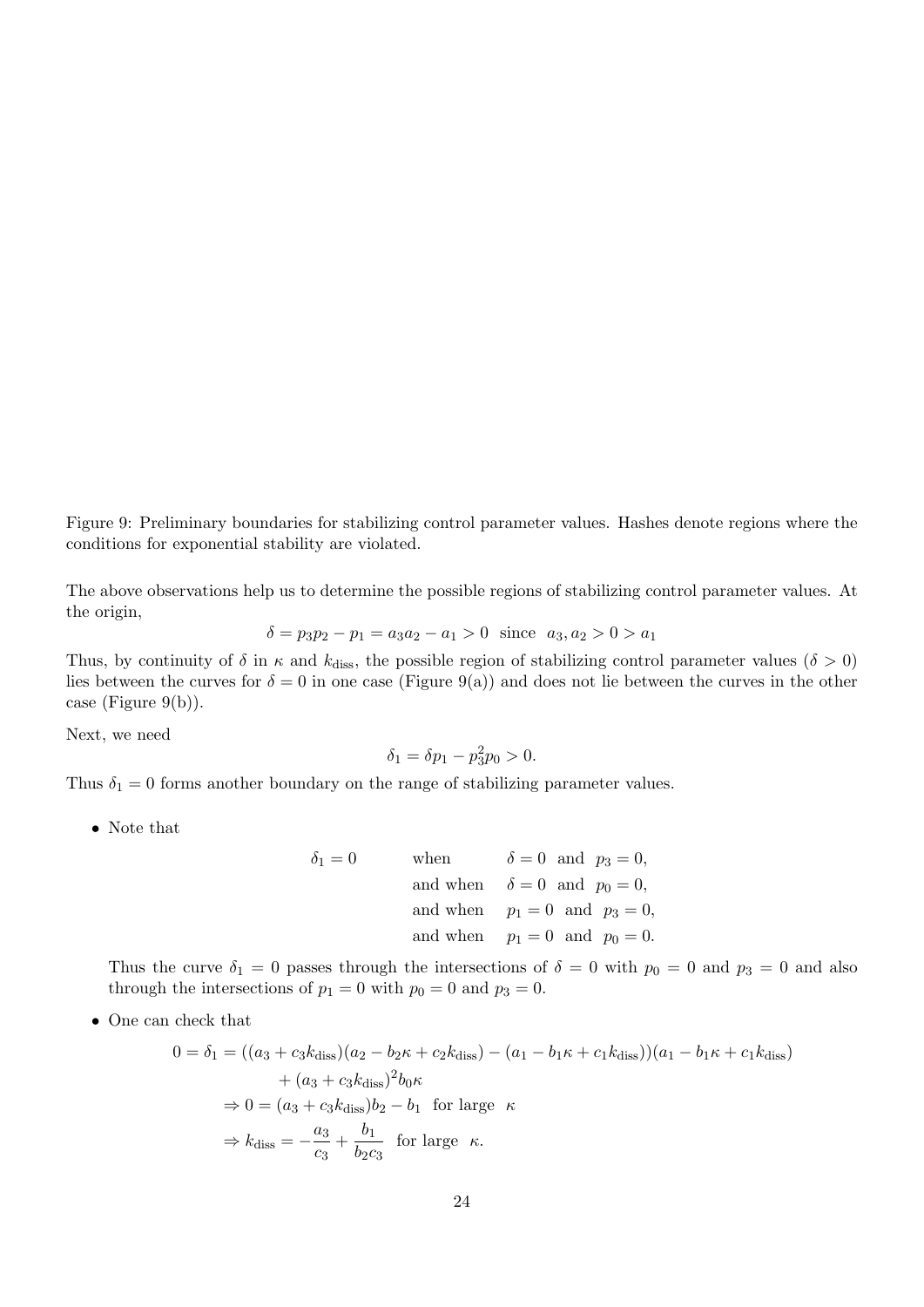Figure 9: Preliminary boundaries for stabilizing control parameter values. Hashes denote regions where the conditions for exponential stability are violated.

The above observations help us to determine the possible regions of stabilizing control parameter values. At the origin,

$$\delta = p_3 p_2 - p_1 = a_3 a_2 - a_1 > 0 \quad \text{since} \quad a_3, a_2 > 0 > a_1$$

Thus, by continuity of $\delta$ in $\kappa$ and $k_{\text{diss}}$, the possible region of stabilizing control parameter values ($\delta > 0$) lies between the curves for $\delta = 0$ in one case (Figure 9(a)) and does not lie between the curves in the other case (Figure 9(b)).

Next, we need

$$\delta_1 = \delta p_1 - p_3^2 p_0 > 0.$$

Thus $\delta_1 = 0$ forms another boundary on the range of stabilizing parameter values.

- Note that

$$\begin{aligned}
\delta_1 = 0 \qquad & \text{when} \quad && \delta = 0 \text{ and } p_3 = 0, \\
& \text{and when} \quad && \delta = 0 \text{ and } p_0 = 0, \\
& \text{and when} \quad && p_1 = 0 \text{ and } p_3 = 0, \\
& \text{and when} \quad && p_1 = 0 \text{ and } p_0 = 0.
\end{aligned}$$

  Thus the curve $\delta_1 = 0$ passes through the intersections of $\delta = 0$ with $p_0 = 0$ and $p_3 = 0$ and also through the intersections of $p_1 = 0$ with $p_0 = 0$ and $p_3 = 0$.

- One can check that

$$\begin{aligned}
0 = \delta_1 &= ((a_3 + c_3 k_{\text{diss}})(a_2 - b_2\kappa + c_2 k_{\text{diss}}) - (a_1 - b_1\kappa + c_1 k_{\text{diss}}))(a_1 - b_1\kappa + c_1 k_{\text{diss}}) \\
&\quad + (a_3 + c_3 k_{\text{diss}})^2 b_0 \kappa \\
&\Rightarrow 0 = (a_3 + c_3 k_{\text{diss}}) b_2 - b_1 \quad \text{for large} \quad \kappa \\
&\Rightarrow k_{\text{diss}} = -\frac{a_3}{c_3} + \frac{b_1}{b_2 c_3} \quad \text{for large} \quad \kappa.
\end{aligned}$$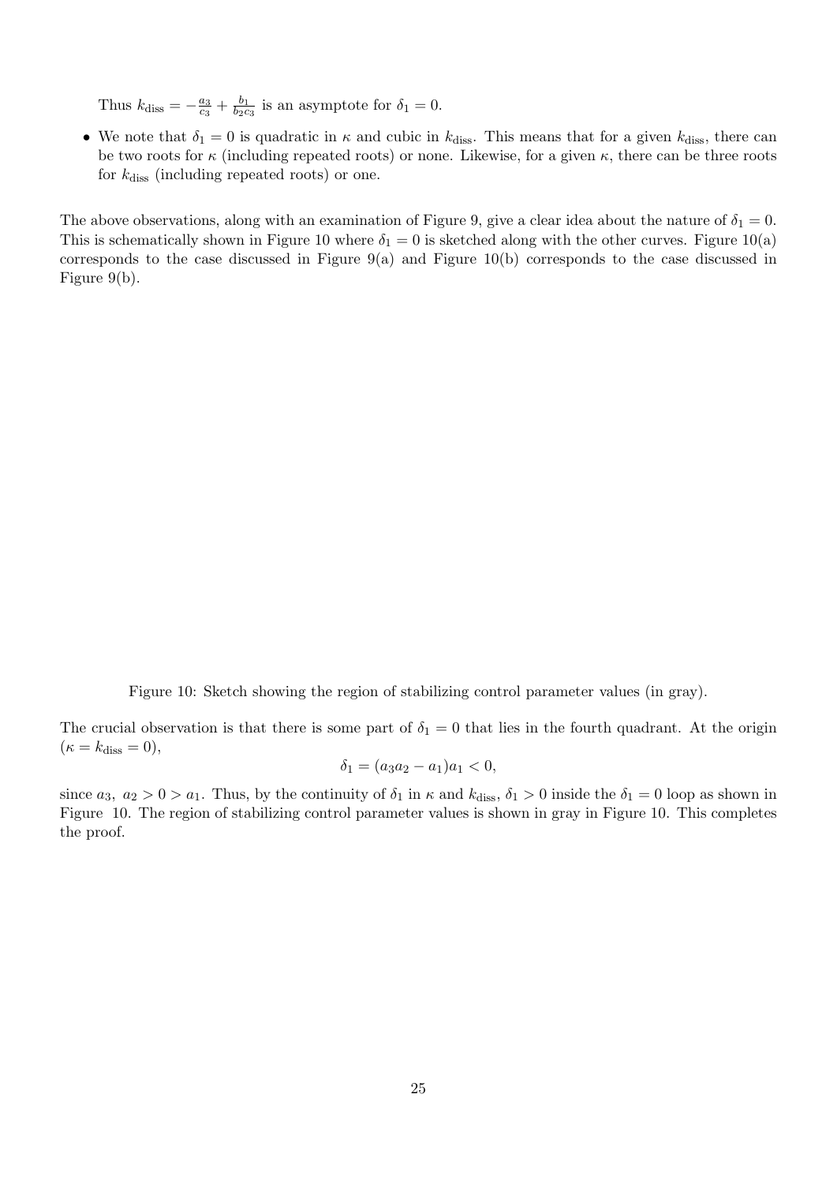Thus $k_{\text{diss}} = -\frac{a_3}{c_3} + \frac{b_1}{b_2 c_3}$ is an asymptote for $\delta_1 = 0$.

- We note that $\delta_1 = 0$ is quadratic in $\kappa$ and cubic in $k_{\text{diss}}$. This means that for a given $k_{\text{diss}}$, there can be two roots for $\kappa$ (including repeated roots) or none. Likewise, for a given $\kappa$, there can be three roots for $k_{\text{diss}}$ (including repeated roots) or one.

The above observations, along with an examination of Figure 9, give a clear idea about the nature of $\delta_1 = 0$. This is schematically shown in Figure 10 where $\delta_1 = 0$ is sketched along with the other curves. Figure 10(a) corresponds to the case discussed in Figure 9(a) and Figure 10(b) corresponds to the case discussed in Figure 9(b).

Figure 10: Sketch showing the region of stabilizing control parameter values (in gray).

The crucial observation is that there is some part of $\delta_1 = 0$ that lies in the fourth quadrant. At the origin ($\kappa = k_{\text{diss}} = 0$),

$$\delta_1 = (a_3 a_2 - a_1) a_1 < 0,$$

since $a_3,\ a_2 > 0 > a_1$. Thus, by the continuity of $\delta_1$ in $\kappa$ and $k_{\text{diss}}$, $\delta_1 > 0$ inside the $\delta_1 = 0$ loop as shown in Figure 10. The region of stabilizing control parameter values is shown in gray in Figure 10. This completes the proof.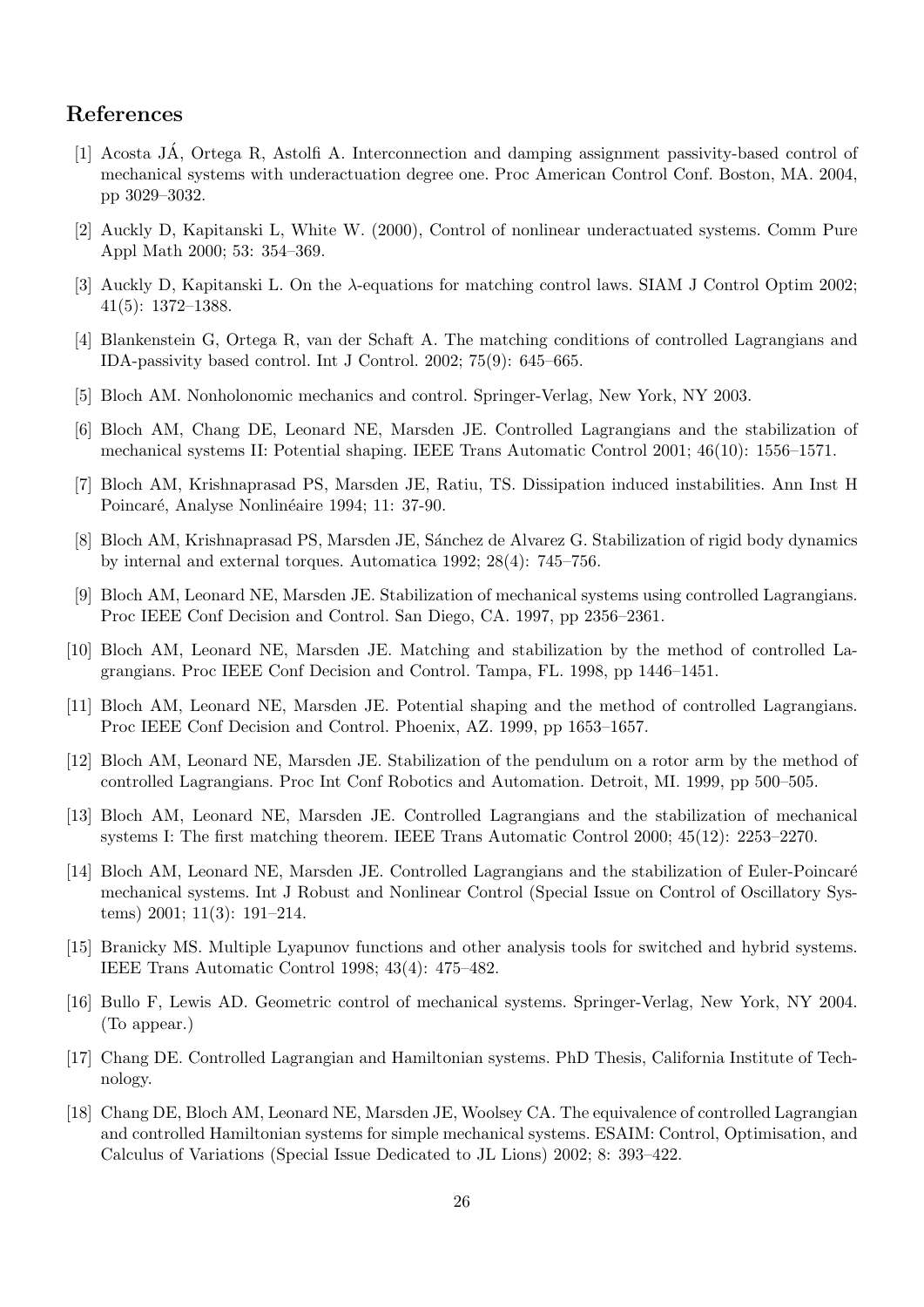## References

[1] Acosta JÁ, Ortega R, Astolfi A. Interconnection and damping assignment passivity-based control of mechanical systems with underactuation degree one. Proc American Control Conf. Boston, MA. 2004, pp 3029–3032.

[2] Auckly D, Kapitanski L, White W. (2000), Control of nonlinear underactuated systems. Comm Pure Appl Math 2000; 53: 354–369.

[3] Auckly D, Kapitanski L. On the $\lambda$-equations for matching control laws. SIAM J Control Optim 2002; 41(5): 1372–1388.

[4] Blankenstein G, Ortega R, van der Schaft A. The matching conditions of controlled Lagrangians and IDA-passivity based control. Int J Control. 2002; 75(9): 645–665.

[5] Bloch AM. Nonholonomic mechanics and control. Springer-Verlag, New York, NY 2003.

[6] Bloch AM, Chang DE, Leonard NE, Marsden JE. Controlled Lagrangians and the stabilization of mechanical systems II: Potential shaping. IEEE Trans Automatic Control 2001; 46(10): 1556–1571.

[7] Bloch AM, Krishnaprasad PS, Marsden JE, Ratiu, TS. Dissipation induced instabilities. Ann Inst H Poincaré, Analyse Nonlinéaire 1994; 11: 37-90.

[8] Bloch AM, Krishnaprasad PS, Marsden JE, Sánchez de Alvarez G. Stabilization of rigid body dynamics by internal and external torques. Automatica 1992; 28(4): 745–756.

[9] Bloch AM, Leonard NE, Marsden JE. Stabilization of mechanical systems using controlled Lagrangians. Proc IEEE Conf Decision and Control. San Diego, CA. 1997, pp 2356–2361.

[10] Bloch AM, Leonard NE, Marsden JE. Matching and stabilization by the method of controlled Lagrangians. Proc IEEE Conf Decision and Control. Tampa, FL. 1998, pp 1446–1451.

[11] Bloch AM, Leonard NE, Marsden JE. Potential shaping and the method of controlled Lagrangians. Proc IEEE Conf Decision and Control. Phoenix, AZ. 1999, pp 1653–1657.

[12] Bloch AM, Leonard NE, Marsden JE. Stabilization of the pendulum on a rotor arm by the method of controlled Lagrangians. Proc Int Conf Robotics and Automation. Detroit, MI. 1999, pp 500–505.

[13] Bloch AM, Leonard NE, Marsden JE. Controlled Lagrangians and the stabilization of mechanical systems I: The first matching theorem. IEEE Trans Automatic Control 2000; 45(12): 2253–2270.

[14] Bloch AM, Leonard NE, Marsden JE. Controlled Lagrangians and the stabilization of Euler-Poincaré mechanical systems. Int J Robust and Nonlinear Control (Special Issue on Control of Oscillatory Systems) 2001; 11(3): 191–214.

[15] Branicky MS. Multiple Lyapunov functions and other analysis tools for switched and hybrid systems. IEEE Trans Automatic Control 1998; 43(4): 475–482.

[16] Bullo F, Lewis AD. Geometric control of mechanical systems. Springer-Verlag, New York, NY 2004. (To appear.)

[17] Chang DE. Controlled Lagrangian and Hamiltonian systems. PhD Thesis, California Institute of Technology.

[18] Chang DE, Bloch AM, Leonard NE, Marsden JE, Woolsey CA. The equivalence of controlled Lagrangian and controlled Hamiltonian systems for simple mechanical systems. ESAIM: Control, Optimisation, and Calculus of Variations (Special Issue Dedicated to JL Lions) 2002; 8: 393–422.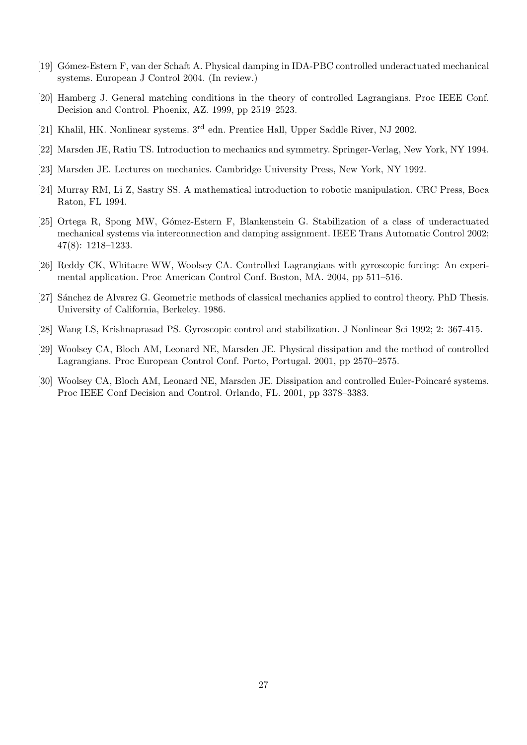[19] Gómez-Estern F, van der Schaft A. Physical damping in IDA-PBC controlled underactuated mechanical systems. European J Control 2004. (In review.)

[20] Hamberg J. General matching conditions in the theory of controlled Lagrangians. Proc IEEE Conf. Decision and Control. Phoenix, AZ. 1999, pp 2519–2523.

[21] Khalil, HK. Nonlinear systems. 3[rd] edn. Prentice Hall, Upper Saddle River, NJ 2002.

[22] Marsden JE, Ratiu TS. Introduction to mechanics and symmetry. Springer-Verlag, New York, NY 1994.

[23] Marsden JE. Lectures on mechanics. Cambridge University Press, New York, NY 1992.

[24] Murray RM, Li Z, Sastry SS. A mathematical introduction to robotic manipulation. CRC Press, Boca Raton, FL 1994.

[25] Ortega R, Spong MW, Gómez-Estern F, Blankenstein G. Stabilization of a class of underactuated mechanical systems via interconnection and damping assignment. IEEE Trans Automatic Control 2002; 47(8): 1218–1233.

[26] Reddy CK, Whitacre WW, Woolsey CA. Controlled Lagrangians with gyroscopic forcing: An experimental application. Proc American Control Conf. Boston, MA. 2004, pp 511–516.

[27] Sánchez de Alvarez G. Geometric methods of classical mechanics applied to control theory. PhD Thesis. University of California, Berkeley. 1986.

[28] Wang LS, Krishnaprasad PS. Gyroscopic control and stabilization. J Nonlinear Sci 1992; 2: 367-415.

[29] Woolsey CA, Bloch AM, Leonard NE, Marsden JE. Physical dissipation and the method of controlled Lagrangians. Proc European Control Conf. Porto, Portugal. 2001, pp 2570–2575.

[30] Woolsey CA, Bloch AM, Leonard NE, Marsden JE. Dissipation and controlled Euler-Poincaré systems. Proc IEEE Conf Decision and Control. Orlando, FL. 2001, pp 3378–3383.